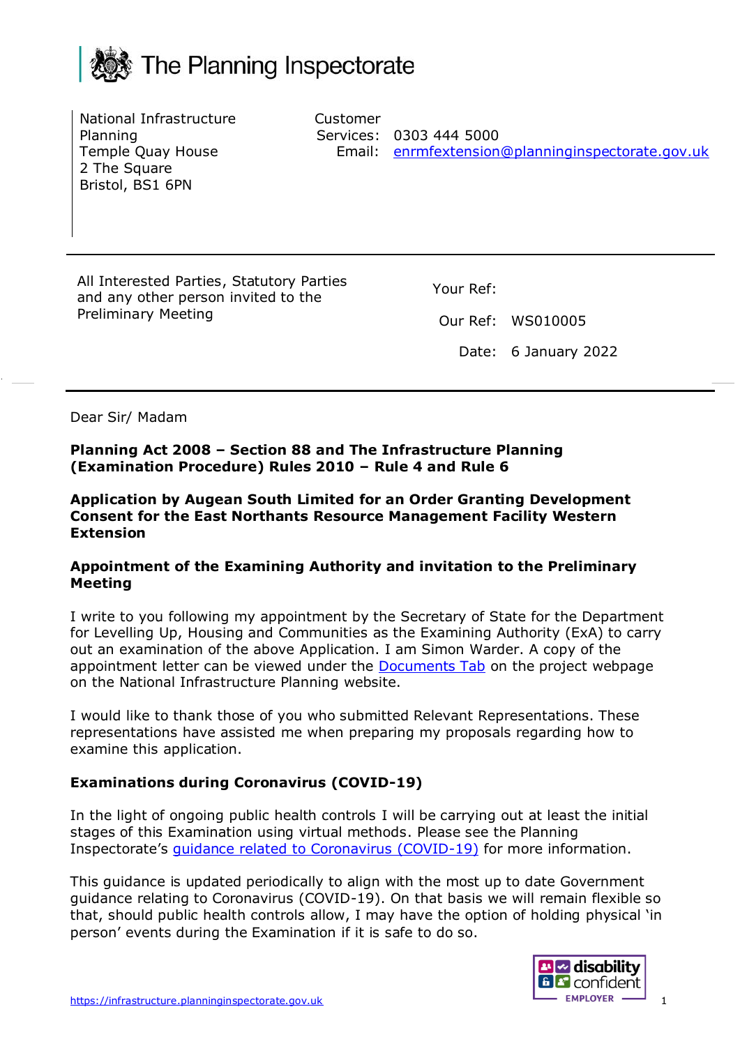# The Planning Inspectorate

National Infrastructure Planning
Temple Quay House
2 The Square
Bristol, BS1 6PN

Customer Services: 0303 444 5000
Email: enrmfextension@planninginspectorate.gov.uk

All Interested Parties, Statutory Parties and any other person invited to the Preliminary Meeting

Your Ref:

Our Ref: WS010005

Date: 6 January 2022

Dear Sir/ Madam

**Planning Act 2008 – Section 88 and The Infrastructure Planning (Examination Procedure) Rules 2010 – Rule 4 and Rule 6**

**Application by Augean South Limited for an Order Granting Development Consent for the East Northants Resource Management Facility Western Extension**

**Appointment of the Examining Authority and invitation to the Preliminary Meeting**

I write to you following my appointment by the Secretary of State for the Department for Levelling Up, Housing and Communities as the Examining Authority (ExA) to carry out an examination of the above Application. I am Simon Warder. A copy of the appointment letter can be viewed under the Documents Tab on the project webpage on the National Infrastructure Planning website.

I would like to thank those of you who submitted Relevant Representations. These representations have assisted me when preparing my proposals regarding how to examine this application.

**Examinations during Coronavirus (COVID-19)**

In the light of ongoing public health controls I will be carrying out at least the initial stages of this Examination using virtual methods. Please see the Planning Inspectorate's guidance related to Coronavirus (COVID-19) for more information.

This guidance is updated periodically to align with the most up to date Government guidance relating to Coronavirus (COVID-19). On that basis we will remain flexible so that, should public health controls allow, I may have the option of holding physical 'in person' events during the Examination if it is safe to do so.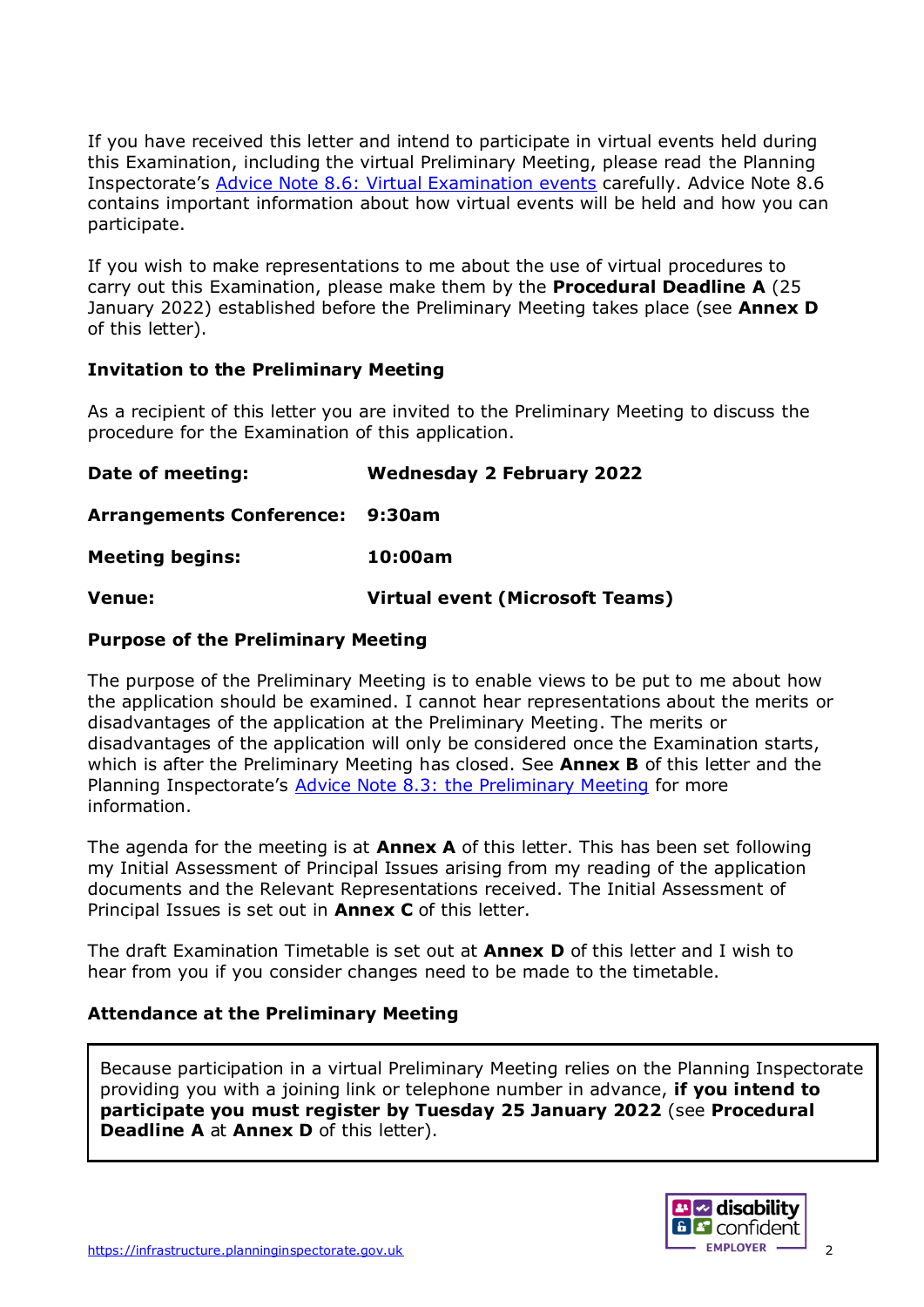If you have received this letter and intend to participate in virtual events held during this Examination, including the virtual Preliminary Meeting, please read the Planning Inspectorate's [Advice Note 8.6: Virtual Examination events](#) carefully. Advice Note 8.6 contains important information about how virtual events will be held and how you can participate.

If you wish to make representations to me about the use of virtual procedures to carry out this Examination, please make them by the **Procedural Deadline A** (25 January 2022) established before the Preliminary Meeting takes place (see **Annex D** of this letter).

### Invitation to the Preliminary Meeting

As a recipient of this letter you are invited to the Preliminary Meeting to discuss the procedure for the Examination of this application.

**Date of meeting:** **Wednesday 2 February 2022**

**Arrangements Conference:** **9:30am**

**Meeting begins:** **10:00am**

**Venue:** **Virtual event (Microsoft Teams)**

### Purpose of the Preliminary Meeting

The purpose of the Preliminary Meeting is to enable views to be put to me about how the application should be examined. I cannot hear representations about the merits or disadvantages of the application at the Preliminary Meeting. The merits or disadvantages of the application will only be considered once the Examination starts, which is after the Preliminary Meeting has closed. See **Annex B** of this letter and the Planning Inspectorate's [Advice Note 8.3: the Preliminary Meeting](#) for more information.

The agenda for the meeting is at **Annex A** of this letter. This has been set following my Initial Assessment of Principal Issues arising from my reading of the application documents and the Relevant Representations received. The Initial Assessment of Principal Issues is set out in **Annex C** of this letter.

The draft Examination Timetable is set out at **Annex D** of this letter and I wish to hear from you if you consider changes need to be made to the timetable.

### Attendance at the Preliminary Meeting

Because participation in a virtual Preliminary Meeting relies on the Planning Inspectorate providing you with a joining link or telephone number in advance, **if you intend to participate you must register by Tuesday 25 January 2022** (see **Procedural Deadline A** at **Annex D** of this letter).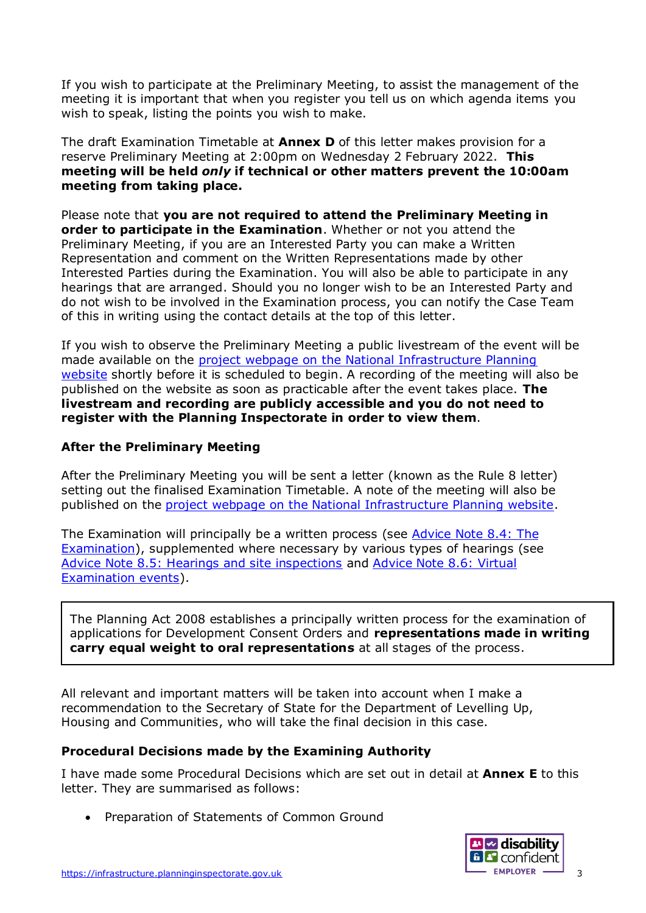If you wish to participate at the Preliminary Meeting, to assist the management of the meeting it is important that when you register you tell us on which agenda items you wish to speak, listing the points you wish to make.

The draft Examination Timetable at **Annex D** of this letter makes provision for a reserve Preliminary Meeting at 2:00pm on Wednesday 2 February 2022. **This meeting will be held *only* if technical or other matters prevent the 10:00am meeting from taking place.**

Please note that **you are not required to attend the Preliminary Meeting in order to participate in the Examination**. Whether or not you attend the Preliminary Meeting, if you are an Interested Party you can make a Written Representation and comment on the Written Representations made by other Interested Parties during the Examination. You will also be able to participate in any hearings that are arranged. Should you no longer wish to be an Interested Party and do not wish to be involved in the Examination process, you can notify the Case Team of this in writing using the contact details at the top of this letter.

If you wish to observe the Preliminary Meeting a public livestream of the event will be made available on the project webpage on the National Infrastructure Planning website shortly before it is scheduled to begin. A recording of the meeting will also be published on the website as soon as practicable after the event takes place. **The livestream and recording are publicly accessible and you do not need to register with the Planning Inspectorate in order to view them**.

### After the Preliminary Meeting

After the Preliminary Meeting you will be sent a letter (known as the Rule 8 letter) setting out the finalised Examination Timetable. A note of the meeting will also be published on the project webpage on the National Infrastructure Planning website.

The Examination will principally be a written process (see Advice Note 8.4: The Examination), supplemented where necessary by various types of hearings (see Advice Note 8.5: Hearings and site inspections and Advice Note 8.6: Virtual Examination events).

> The Planning Act 2008 establishes a principally written process for the examination of applications for Development Consent Orders and **representations made in writing carry equal weight to oral representations** at all stages of the process.

All relevant and important matters will be taken into account when I make a recommendation to the Secretary of State for the Department of Levelling Up, Housing and Communities, who will take the final decision in this case.

### Procedural Decisions made by the Examining Authority

I have made some Procedural Decisions which are set out in detail at **Annex E** to this letter. They are summarised as follows:

- Preparation of Statements of Common Ground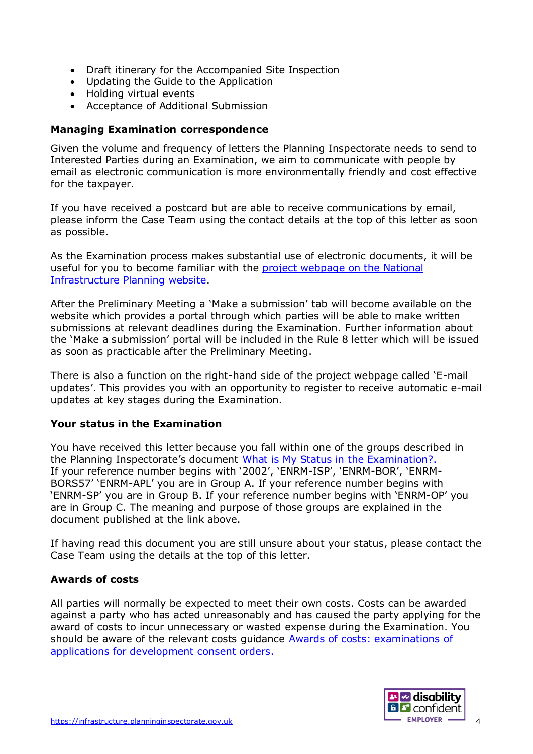- Draft itinerary for the Accompanied Site Inspection
- Updating the Guide to the Application
- Holding virtual events
- Acceptance of Additional Submission

**Managing Examination correspondence**

Given the volume and frequency of letters the Planning Inspectorate needs to send to Interested Parties during an Examination, we aim to communicate with people by email as electronic communication is more environmentally friendly and cost effective for the taxpayer.

If you have received a postcard but are able to receive communications by email, please inform the Case Team using the contact details at the top of this letter as soon as possible.

As the Examination process makes substantial use of electronic documents, it will be useful for you to become familiar with the [project webpage on the National Infrastructure Planning website](project webpage on the National Infrastructure Planning website).

After the Preliminary Meeting a 'Make a submission' tab will become available on the website which provides a portal through which parties will be able to make written submissions at relevant deadlines during the Examination. Further information about the 'Make a submission' portal will be included in the Rule 8 letter which will be issued as soon as practicable after the Preliminary Meeting.

There is also a function on the right-hand side of the project webpage called 'E-mail updates'. This provides you with an opportunity to register to receive automatic e-mail updates at key stages during the Examination.

**Your status in the Examination**

You have received this letter because you fall within one of the groups described in the Planning Inspectorate's document What is My Status in the Examination?. If your reference number begins with '2002', 'ENRM-ISP', 'ENRM-BOR', 'ENRM-BORS57' 'ENRM-APL' you are in Group A. If your reference number begins with 'ENRM-SP' you are in Group B. If your reference number begins with 'ENRM-OP' you are in Group C. The meaning and purpose of those groups are explained in the document published at the link above.

If having read this document you are still unsure about your status, please contact the Case Team using the details at the top of this letter.

**Awards of costs**

All parties will normally be expected to meet their own costs. Costs can be awarded against a party who has acted unreasonably and has caused the party applying for the award of costs to incur unnecessary or wasted expense during the Examination. You should be aware of the relevant costs guidance Awards of costs: examinations of applications for development consent orders.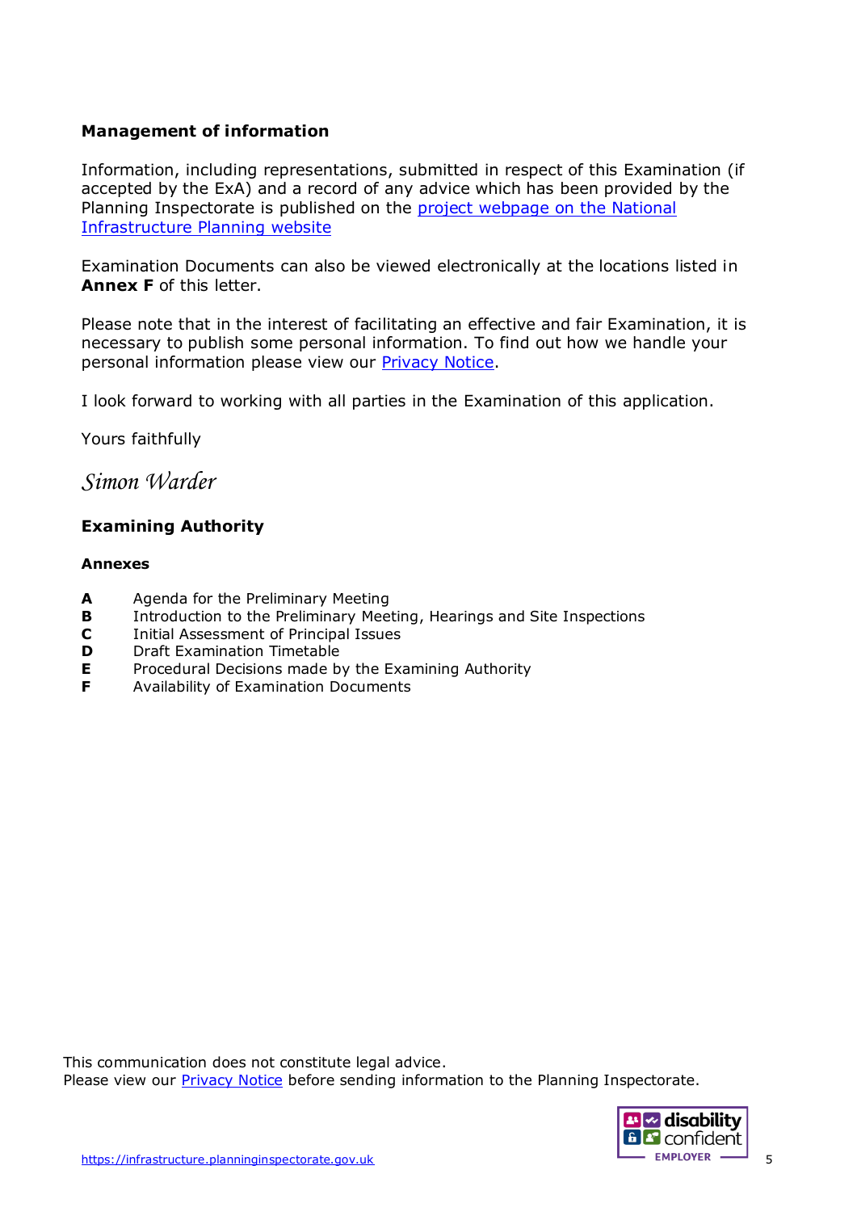**Management of information**

Information, including representations, submitted in respect of this Examination (if accepted by the ExA) and a record of any advice which has been provided by the Planning Inspectorate is published on the [project webpage on the National Infrastructure Planning website](https://infrastructure.planninginspectorate.gov.uk)

Examination Documents can also be viewed electronically at the locations listed in **Annex F** of this letter.

Please note that in the interest of facilitating an effective and fair Examination, it is necessary to publish some personal information. To find out how we handle your personal information please view our [Privacy Notice](https://infrastructure.planninginspectorate.gov.uk).

I look forward to working with all parties in the Examination of this application.

Yours faithfully

*Simon Warder*

**Examining Authority**

**Annexes**

- **A** Agenda for the Preliminary Meeting
- **B** Introduction to the Preliminary Meeting, Hearings and Site Inspections
- **C** Initial Assessment of Principal Issues
- **D** Draft Examination Timetable
- **E** Procedural Decisions made by the Examining Authority
- **F** Availability of Examination Documents

This communication does not constitute legal advice.
Please view our [Privacy Notice](https://infrastructure.planninginspectorate.gov.uk) before sending information to the Planning Inspectorate.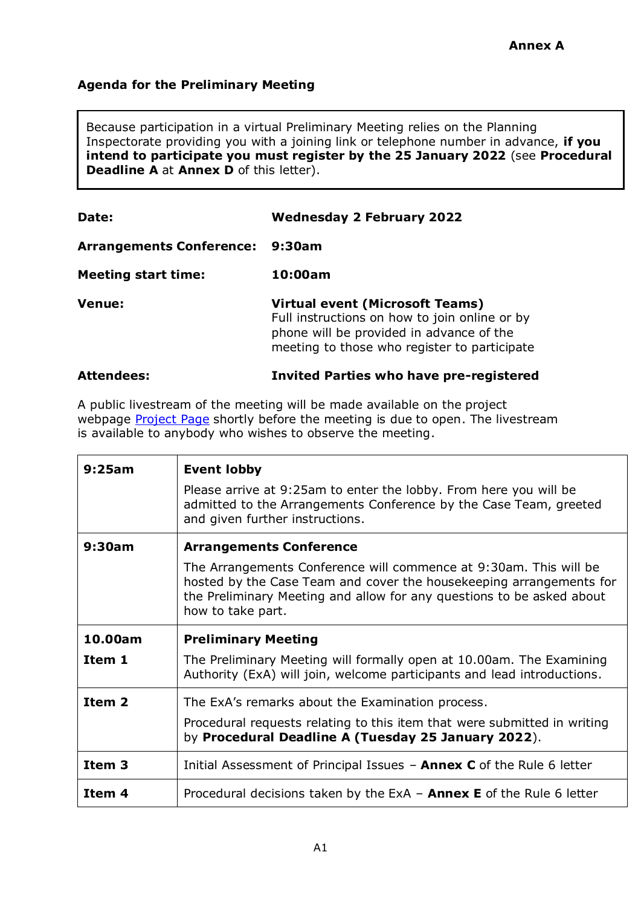**Annex A**

**Agenda for the Preliminary Meeting**

> Because participation in a virtual Preliminary Meeting relies on the Planning Inspectorate providing you with a joining link or telephone number in advance, **if you intend to participate you must register by the 25 January 2022** (see **Procedural Deadline A** at **Annex D** of this letter).

| | |
|---|---|
| **Date:** | **Wednesday 2 February 2022** |
| **Arrangements Conference:** | **9:30am** |
| **Meeting start time:** | **10:00am** |
| **Venue:** | **Virtual event (Microsoft Teams)** Full instructions on how to join online or by phone will be provided in advance of the meeting to those who register to participate |
| **Attendees:** | **Invited Parties who have pre-registered** |

A public livestream of the meeting will be made available on the project webpage Project Page shortly before the meeting is due to open. The livestream is available to anybody who wishes to observe the meeting.

| | |
|---|---|
| **9:25am** | **Event lobby**<br>Please arrive at 9:25am to enter the lobby. From here you will be admitted to the Arrangements Conference by the Case Team, greeted and given further instructions. |
| **9:30am** | **Arrangements Conference**<br>The Arrangements Conference will commence at 9:30am. This will be hosted by the Case Team and cover the housekeeping arrangements for the Preliminary Meeting and allow for any questions to be asked about how to take part. |
| **10.00am**<br>**Item 1** | **Preliminary Meeting**<br>The Preliminary Meeting will formally open at 10.00am. The Examining Authority (ExA) will join, welcome participants and lead introductions. |
| **Item 2** | The ExA's remarks about the Examination process.<br>Procedural requests relating to this item that were submitted in writing by **Procedural Deadline A (Tuesday 25 January 2022)**. |
| **Item 3** | Initial Assessment of Principal Issues – **Annex C** of the Rule 6 letter |
| **Item 4** | Procedural decisions taken by the ExA – **Annex E** of the Rule 6 letter |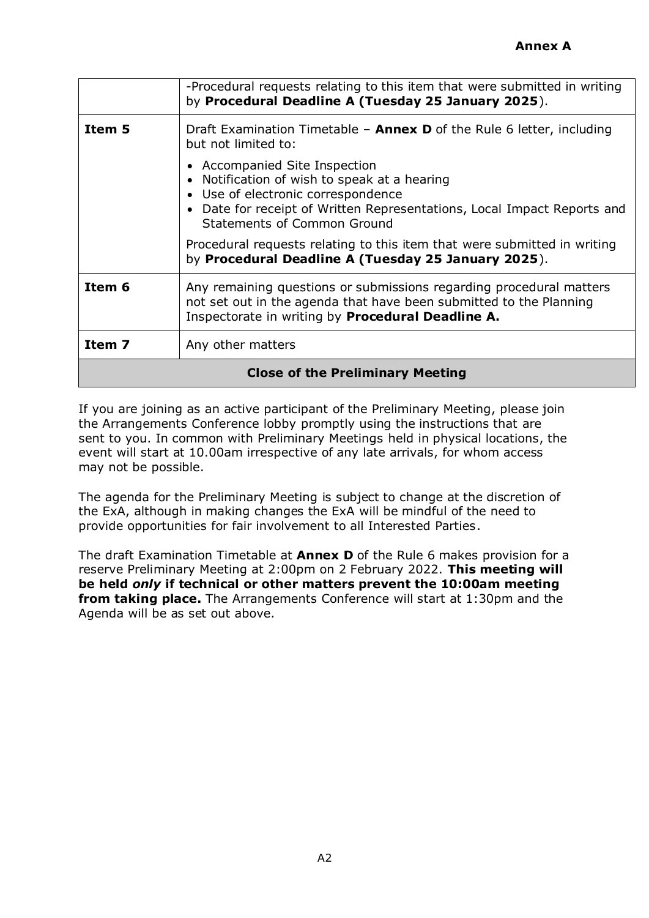**Annex A**

| | |
|---|---|
| | -Procedural requests relating to this item that were submitted in writing by **Procedural Deadline A (Tuesday 25 January 2025**). |
| **Item 5** | Draft Examination Timetable – **Annex D** of the Rule 6 letter, including but not limited to:<br><br>• Accompanied Site Inspection<br>• Notification of wish to speak at a hearing<br>• Use of electronic correspondence<br>• Date for receipt of Written Representations, Local Impact Reports and Statements of Common Ground<br><br>Procedural requests relating to this item that were submitted in writing by **Procedural Deadline A (Tuesday 25 January 2025**). |
| **Item 6** | Any remaining questions or submissions regarding procedural matters not set out in the agenda that have been submitted to the Planning Inspectorate in writing by **Procedural Deadline A.** |
| **Item 7** | Any other matters |
| **Close of the Preliminary Meeting** | |

If you are joining as an active participant of the Preliminary Meeting, please join the Arrangements Conference lobby promptly using the instructions that are sent to you. In common with Preliminary Meetings held in physical locations, the event will start at 10.00am irrespective of any late arrivals, for whom access may not be possible.

The agenda for the Preliminary Meeting is subject to change at the discretion of the ExA, although in making changes the ExA will be mindful of the need to provide opportunities for fair involvement to all Interested Parties.

The draft Examination Timetable at **Annex D** of the Rule 6 makes provision for a reserve Preliminary Meeting at 2:00pm on 2 February 2022. **This meeting will be held *only* if technical or other matters prevent the 10:00am meeting from taking place.** The Arrangements Conference will start at 1:30pm and the Agenda will be as set out above.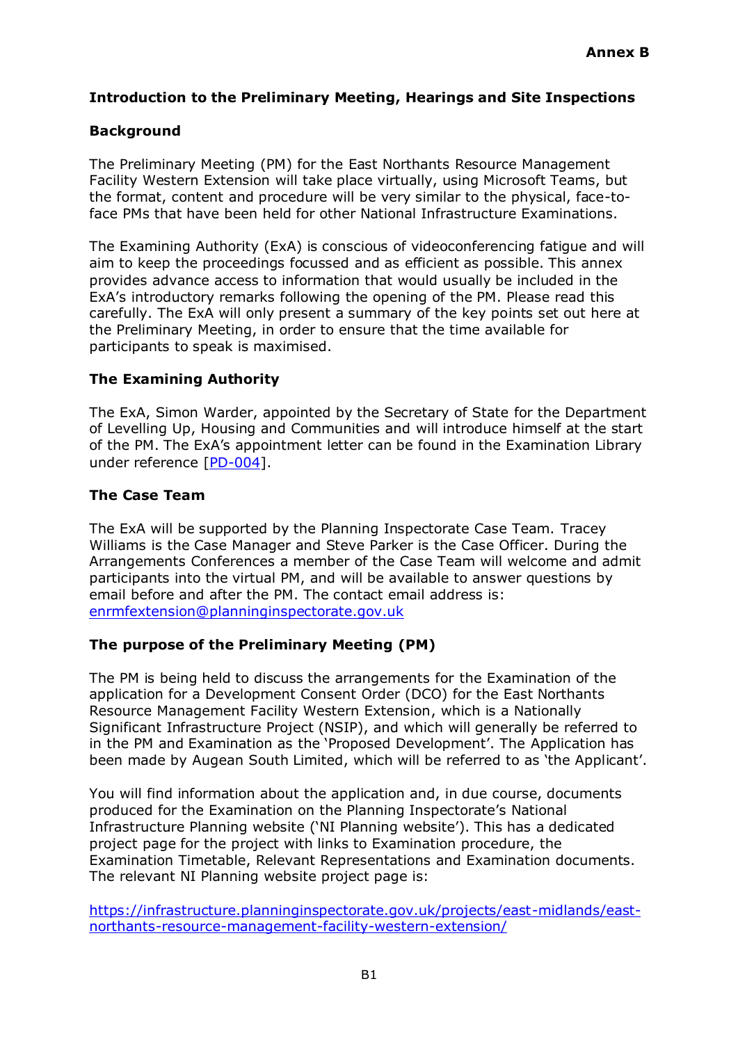**Annex B**

## Introduction to the Preliminary Meeting, Hearings and Site Inspections

### Background

The Preliminary Meeting (PM) for the East Northants Resource Management Facility Western Extension will take place virtually, using Microsoft Teams, but the format, content and procedure will be very similar to the physical, face-to-face PMs that have been held for other National Infrastructure Examinations.

The Examining Authority (ExA) is conscious of videoconferencing fatigue and will aim to keep the proceedings focussed and as efficient as possible. This annex provides advance access to information that would usually be included in the ExA's introductory remarks following the opening of the PM. Please read this carefully. The ExA will only present a summary of the key points set out here at the Preliminary Meeting, in order to ensure that the time available for participants to speak is maximised.

### The Examining Authority

The ExA, Simon Warder, appointed by the Secretary of State for the Department of Levelling Up, Housing and Communities and will introduce himself at the start of the PM. The ExA's appointment letter can be found in the Examination Library under reference [PD-004].

### The Case Team

The ExA will be supported by the Planning Inspectorate Case Team. Tracey Williams is the Case Manager and Steve Parker is the Case Officer. During the Arrangements Conferences a member of the Case Team will welcome and admit participants into the virtual PM, and will be available to answer questions by email before and after the PM. The contact email address is: enrmfextension@planninginspectorate.gov.uk

### The purpose of the Preliminary Meeting (PM)

The PM is being held to discuss the arrangements for the Examination of the application for a Development Consent Order (DCO) for the East Northants Resource Management Facility Western Extension, which is a Nationally Significant Infrastructure Project (NSIP), and which will generally be referred to in the PM and Examination as the 'Proposed Development'. The Application has been made by Augean South Limited, which will be referred to as 'the Applicant'.

You will find information about the application and, in due course, documents produced for the Examination on the Planning Inspectorate's National Infrastructure Planning website ('NI Planning website'). This has a dedicated project page for the project with links to Examination procedure, the Examination Timetable, Relevant Representations and Examination documents. The relevant NI Planning website project page is:

https://infrastructure.planninginspectorate.gov.uk/projects/east-midlands/east-northants-resource-management-facility-western-extension/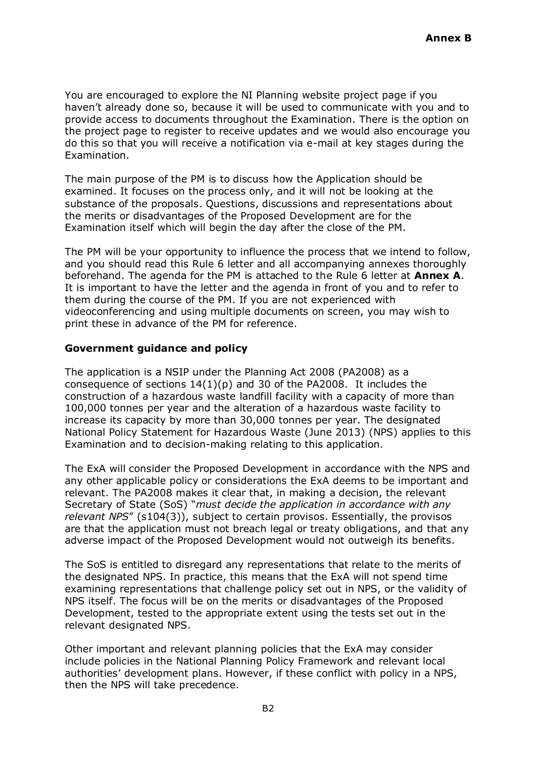You are encouraged to explore the NI Planning website project page if you haven't already done so, because it will be used to communicate with you and to provide access to documents throughout the Examination. There is the option on the project page to register to receive updates and we would also encourage you do this so that you will receive a notification via e-mail at key stages during the Examination.

The main purpose of the PM is to discuss how the Application should be examined. It focuses on the process only, and it will not be looking at the substance of the proposals. Questions, discussions and representations about the merits or disadvantages of the Proposed Development are for the Examination itself which will begin the day after the close of the PM.

The PM will be your opportunity to influence the process that we intend to follow, and you should read this Rule 6 letter and all accompanying annexes thoroughly beforehand. The agenda for the PM is attached to the Rule 6 letter at **Annex A**. It is important to have the letter and the agenda in front of you and to refer to them during the course of the PM. If you are not experienced with videoconferencing and using multiple documents on screen, you may wish to print these in advance of the PM for reference.

**Government guidance and policy**

The application is a NSIP under the Planning Act 2008 (PA2008) as a consequence of sections 14(1)(p) and 30 of the PA2008. It includes the construction of a hazardous waste landfill facility with a capacity of more than 100,000 tonnes per year and the alteration of a hazardous waste facility to increase its capacity by more than 30,000 tonnes per year. The designated National Policy Statement for Hazardous Waste (June 2013) (NPS) applies to this Examination and to decision-making relating to this application.

The ExA will consider the Proposed Development in accordance with the NPS and any other applicable policy or considerations the ExA deems to be important and relevant. The PA2008 makes it clear that, in making a decision, the relevant Secretary of State (SoS) "*must decide the application in accordance with any relevant NPS*" (s104(3)), subject to certain provisos. Essentially, the provisos are that the application must not breach legal or treaty obligations, and that any adverse impact of the Proposed Development would not outweigh its benefits.

The SoS is entitled to disregard any representations that relate to the merits of the designated NPS. In practice, this means that the ExA will not spend time examining representations that challenge policy set out in NPS, or the validity of NPS itself. The focus will be on the merits or disadvantages of the Proposed Development, tested to the appropriate extent using the tests set out in the relevant designated NPS.

Other important and relevant planning policies that the ExA may consider include policies in the National Planning Policy Framework and relevant local authorities' development plans. However, if these conflict with policy in a NPS, then the NPS will take precedence.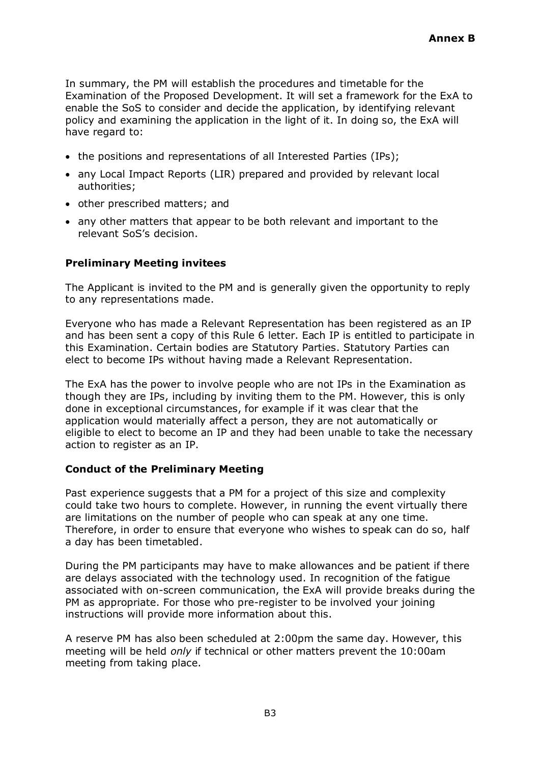In summary, the PM will establish the procedures and timetable for the Examination of the Proposed Development. It will set a framework for the ExA to enable the SoS to consider and decide the application, by identifying relevant policy and examining the application in the light of it. In doing so, the ExA will have regard to:

- the positions and representations of all Interested Parties (IPs);
- any Local Impact Reports (LIR) prepared and provided by relevant local authorities;
- other prescribed matters; and
- any other matters that appear to be both relevant and important to the relevant SoS's decision.

**Preliminary Meeting invitees**

The Applicant is invited to the PM and is generally given the opportunity to reply to any representations made.

Everyone who has made a Relevant Representation has been registered as an IP and has been sent a copy of this Rule 6 letter. Each IP is entitled to participate in this Examination. Certain bodies are Statutory Parties. Statutory Parties can elect to become IPs without having made a Relevant Representation.

The ExA has the power to involve people who are not IPs in the Examination as though they are IPs, including by inviting them to the PM. However, this is only done in exceptional circumstances, for example if it was clear that the application would materially affect a person, they are not automatically or eligible to elect to become an IP and they had been unable to take the necessary action to register as an IP.

**Conduct of the Preliminary Meeting**

Past experience suggests that a PM for a project of this size and complexity could take two hours to complete. However, in running the event virtually there are limitations on the number of people who can speak at any one time. Therefore, in order to ensure that everyone who wishes to speak can do so, half a day has been timetabled.

During the PM participants may have to make allowances and be patient if there are delays associated with the technology used. In recognition of the fatigue associated with on-screen communication, the ExA will provide breaks during the PM as appropriate. For those who pre-register to be involved your joining instructions will provide more information about this.

A reserve PM has also been scheduled at 2:00pm the same day. However, this meeting will be held *only* if technical or other matters prevent the 10:00am meeting from taking place.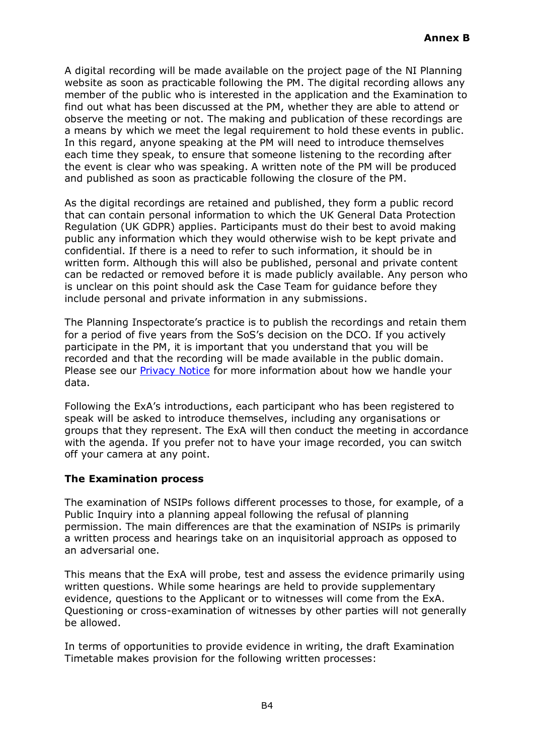A digital recording will be made available on the project page of the NI Planning website as soon as practicable following the PM. The digital recording allows any member of the public who is interested in the application and the Examination to find out what has been discussed at the PM, whether they are able to attend or observe the meeting or not. The making and publication of these recordings are a means by which we meet the legal requirement to hold these events in public. In this regard, anyone speaking at the PM will need to introduce themselves each time they speak, to ensure that someone listening to the recording after the event is clear who was speaking. A written note of the PM will be produced and published as soon as practicable following the closure of the PM.

As the digital recordings are retained and published, they form a public record that can contain personal information to which the UK General Data Protection Regulation (UK GDPR) applies. Participants must do their best to avoid making public any information which they would otherwise wish to be kept private and confidential. If there is a need to refer to such information, it should be in written form. Although this will also be published, personal and private content can be redacted or removed before it is made publicly available. Any person who is unclear on this point should ask the Case Team for guidance before they include personal and private information in any submissions.

The Planning Inspectorate's practice is to publish the recordings and retain them for a period of five years from the SoS's decision on the DCO. If you actively participate in the PM, it is important that you understand that you will be recorded and that the recording will be made available in the public domain. Please see our [Privacy Notice]() for more information about how we handle your data.

Following the ExA's introductions, each participant who has been registered to speak will be asked to introduce themselves, including any organisations or groups that they represent. The ExA will then conduct the meeting in accordance with the agenda. If you prefer not to have your image recorded, you can switch off your camera at any point.

**The Examination process**

The examination of NSIPs follows different processes to those, for example, of a Public Inquiry into a planning appeal following the refusal of planning permission. The main differences are that the examination of NSIPs is primarily a written process and hearings take on an inquisitorial approach as opposed to an adversarial one.

This means that the ExA will probe, test and assess the evidence primarily using written questions. While some hearings are held to provide supplementary evidence, questions to the Applicant or to witnesses will come from the ExA. Questioning or cross-examination of witnesses by other parties will not generally be allowed.

In terms of opportunities to provide evidence in writing, the draft Examination Timetable makes provision for the following written processes: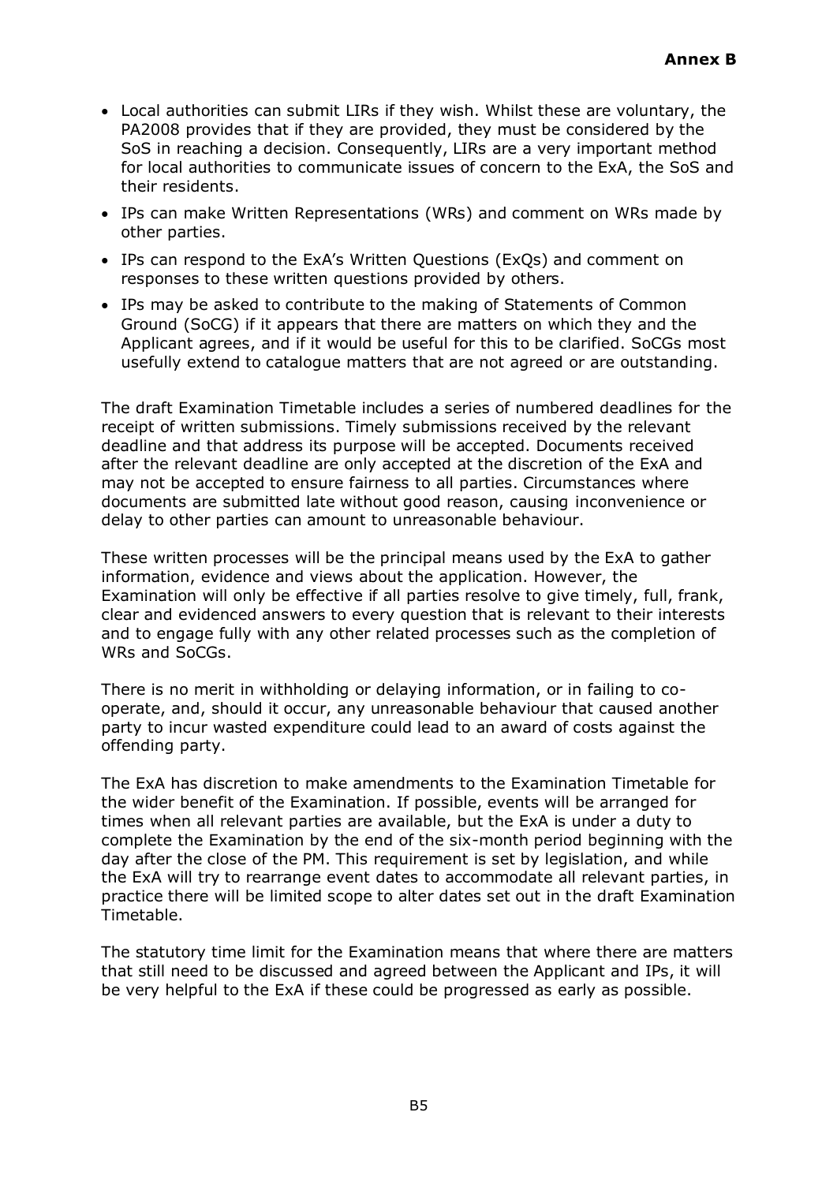- Local authorities can submit LIRs if they wish. Whilst these are voluntary, the PA2008 provides that if they are provided, they must be considered by the SoS in reaching a decision. Consequently, LIRs are a very important method for local authorities to communicate issues of concern to the ExA, the SoS and their residents.
- IPs can make Written Representations (WRs) and comment on WRs made by other parties.
- IPs can respond to the ExA's Written Questions (ExQs) and comment on responses to these written questions provided by others.
- IPs may be asked to contribute to the making of Statements of Common Ground (SoCG) if it appears that there are matters on which they and the Applicant agrees, and if it would be useful for this to be clarified. SoCGs most usefully extend to catalogue matters that are not agreed or are outstanding.

The draft Examination Timetable includes a series of numbered deadlines for the receipt of written submissions. Timely submissions received by the relevant deadline and that address its purpose will be accepted. Documents received after the relevant deadline are only accepted at the discretion of the ExA and may not be accepted to ensure fairness to all parties. Circumstances where documents are submitted late without good reason, causing inconvenience or delay to other parties can amount to unreasonable behaviour.

These written processes will be the principal means used by the ExA to gather information, evidence and views about the application. However, the Examination will only be effective if all parties resolve to give timely, full, frank, clear and evidenced answers to every question that is relevant to their interests and to engage fully with any other related processes such as the completion of WRs and SoCGs.

There is no merit in withholding or delaying information, or in failing to co-operate, and, should it occur, any unreasonable behaviour that caused another party to incur wasted expenditure could lead to an award of costs against the offending party.

The ExA has discretion to make amendments to the Examination Timetable for the wider benefit of the Examination. If possible, events will be arranged for times when all relevant parties are available, but the ExA is under a duty to complete the Examination by the end of the six-month period beginning with the day after the close of the PM. This requirement is set by legislation, and while the ExA will try to rearrange event dates to accommodate all relevant parties, in practice there will be limited scope to alter dates set out in the draft Examination Timetable.

The statutory time limit for the Examination means that where there are matters that still need to be discussed and agreed between the Applicant and IPs, it will be very helpful to the ExA if these could be progressed as early as possible.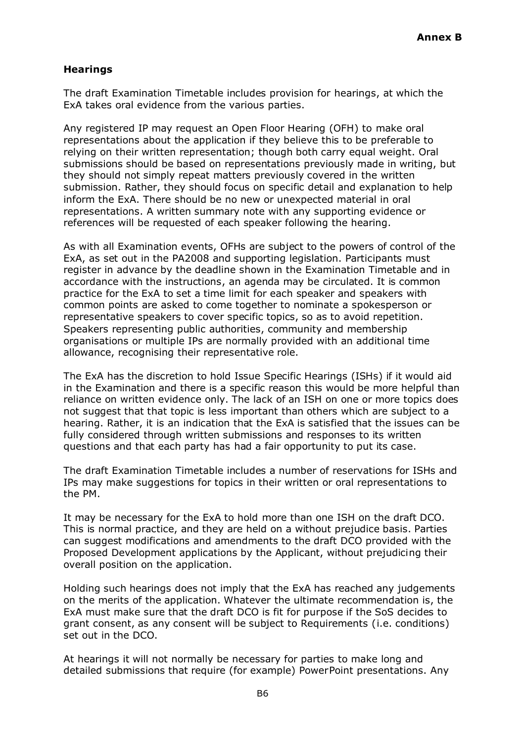**Annex B**

### Hearings

The draft Examination Timetable includes provision for hearings, at which the ExA takes oral evidence from the various parties.

Any registered IP may request an Open Floor Hearing (OFH) to make oral representations about the application if they believe this to be preferable to relying on their written representation; though both carry equal weight. Oral submissions should be based on representations previously made in writing, but they should not simply repeat matters previously covered in the written submission. Rather, they should focus on specific detail and explanation to help inform the ExA. There should be no new or unexpected material in oral representations. A written summary note with any supporting evidence or references will be requested of each speaker following the hearing.

As with all Examination events, OFHs are subject to the powers of control of the ExA, as set out in the PA2008 and supporting legislation. Participants must register in advance by the deadline shown in the Examination Timetable and in accordance with the instructions, an agenda may be circulated. It is common practice for the ExA to set a time limit for each speaker and speakers with common points are asked to come together to nominate a spokesperson or representative speakers to cover specific topics, so as to avoid repetition. Speakers representing public authorities, community and membership organisations or multiple IPs are normally provided with an additional time allowance, recognising their representative role.

The ExA has the discretion to hold Issue Specific Hearings (ISHs) if it would aid in the Examination and there is a specific reason this would be more helpful than reliance on written evidence only. The lack of an ISH on one or more topics does not suggest that that topic is less important than others which are subject to a hearing. Rather, it is an indication that the ExA is satisfied that the issues can be fully considered through written submissions and responses to its written questions and that each party has had a fair opportunity to put its case.

The draft Examination Timetable includes a number of reservations for ISHs and IPs may make suggestions for topics in their written or oral representations to the PM.

It may be necessary for the ExA to hold more than one ISH on the draft DCO. This is normal practice, and they are held on a without prejudice basis. Parties can suggest modifications and amendments to the draft DCO provided with the Proposed Development applications by the Applicant, without prejudicing their overall position on the application.

Holding such hearings does not imply that the ExA has reached any judgements on the merits of the application. Whatever the ultimate recommendation is, the ExA must make sure that the draft DCO is fit for purpose if the SoS decides to grant consent, as any consent will be subject to Requirements (i.e. conditions) set out in the DCO.

At hearings it will not normally be necessary for parties to make long and detailed submissions that require (for example) PowerPoint presentations. Any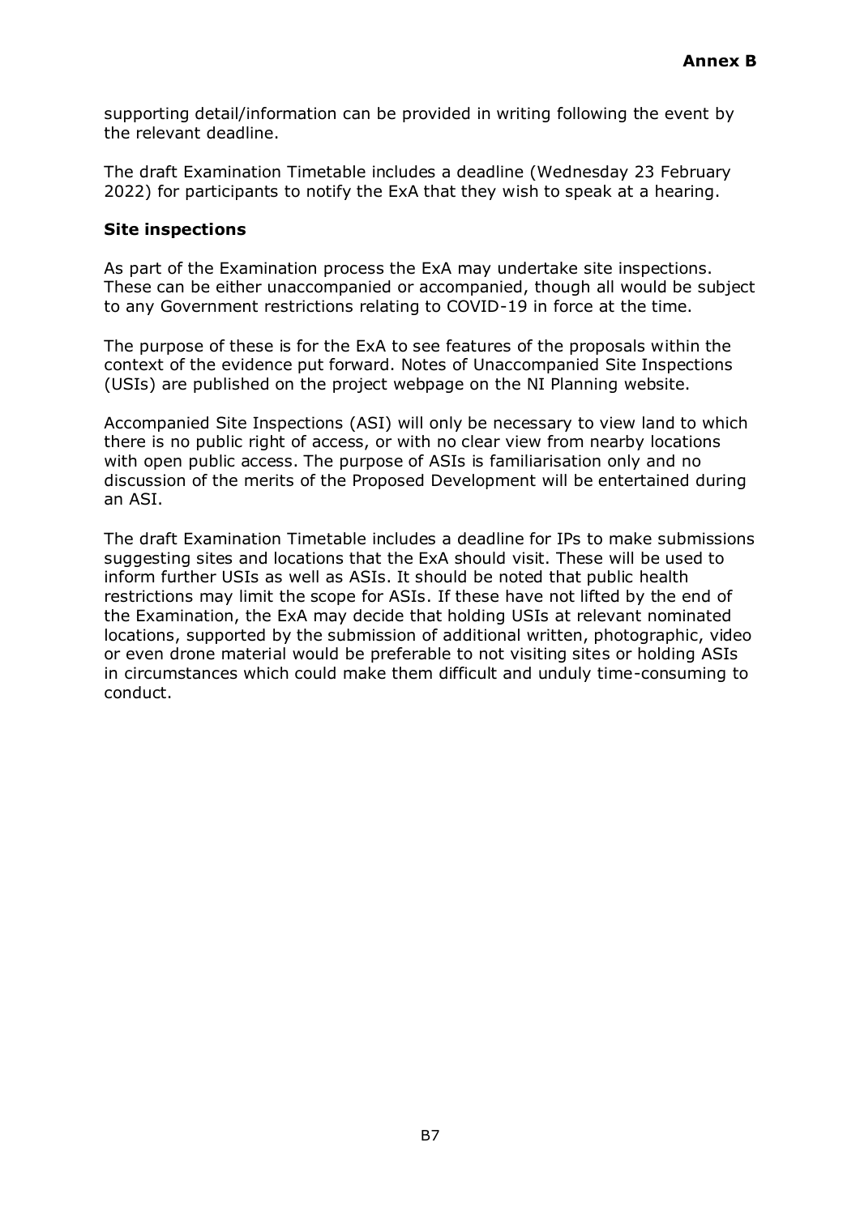supporting detail/information can be provided in writing following the event by the relevant deadline.

The draft Examination Timetable includes a deadline (Wednesday 23 February 2022) for participants to notify the ExA that they wish to speak at a hearing.

**Site inspections**

As part of the Examination process the ExA may undertake site inspections. These can be either unaccompanied or accompanied, though all would be subject to any Government restrictions relating to COVID-19 in force at the time.

The purpose of these is for the ExA to see features of the proposals within the context of the evidence put forward. Notes of Unaccompanied Site Inspections (USIs) are published on the project webpage on the NI Planning website.

Accompanied Site Inspections (ASI) will only be necessary to view land to which there is no public right of access, or with no clear view from nearby locations with open public access. The purpose of ASIs is familiarisation only and no discussion of the merits of the Proposed Development will be entertained during an ASI.

The draft Examination Timetable includes a deadline for IPs to make submissions suggesting sites and locations that the ExA should visit. These will be used to inform further USIs as well as ASIs. It should be noted that public health restrictions may limit the scope for ASIs. If these have not lifted by the end of the Examination, the ExA may decide that holding USIs at relevant nominated locations, supported by the submission of additional written, photographic, video or even drone material would be preferable to not visiting sites or holding ASIs in circumstances which could make them difficult and unduly time-consuming to conduct.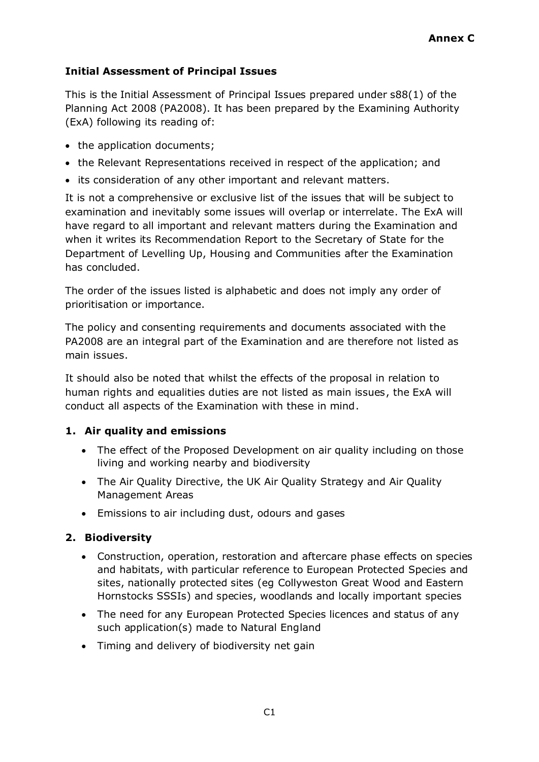**Annex C**

## Initial Assessment of Principal Issues

This is the Initial Assessment of Principal Issues prepared under s88(1) of the Planning Act 2008 (PA2008). It has been prepared by the Examining Authority (ExA) following its reading of:

- the application documents;
- the Relevant Representations received in respect of the application; and
- its consideration of any other important and relevant matters.

It is not a comprehensive or exclusive list of the issues that will be subject to examination and inevitably some issues will overlap or interrelate. The ExA will have regard to all important and relevant matters during the Examination and when it writes its Recommendation Report to the Secretary of State for the Department of Levelling Up, Housing and Communities after the Examination has concluded.

The order of the issues listed is alphabetic and does not imply any order of prioritisation or importance.

The policy and consenting requirements and documents associated with the PA2008 are an integral part of the Examination and are therefore not listed as main issues.

It should also be noted that whilst the effects of the proposal in relation to human rights and equalities duties are not listed as main issues, the ExA will conduct all aspects of the Examination with these in mind.

### 1. Air quality and emissions

- The effect of the Proposed Development on air quality including on those living and working nearby and biodiversity
- The Air Quality Directive, the UK Air Quality Strategy and Air Quality Management Areas
- Emissions to air including dust, odours and gases

### 2. Biodiversity

- Construction, operation, restoration and aftercare phase effects on species and habitats, with particular reference to European Protected Species and sites, nationally protected sites (eg Collyweston Great Wood and Eastern Hornstocks SSSIs) and species, woodlands and locally important species
- The need for any European Protected Species licences and status of any such application(s) made to Natural England
- Timing and delivery of biodiversity net gain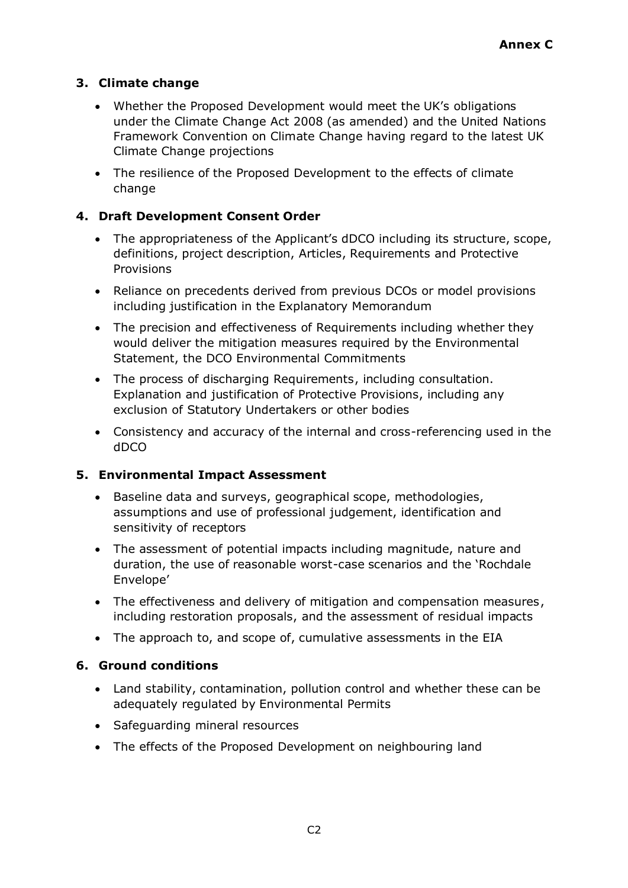**Annex C**

## 3. Climate change

- Whether the Proposed Development would meet the UK's obligations under the Climate Change Act 2008 (as amended) and the United Nations Framework Convention on Climate Change having regard to the latest UK Climate Change projections
- The resilience of the Proposed Development to the effects of climate change

## 4. Draft Development Consent Order

- The appropriateness of the Applicant's dDCO including its structure, scope, definitions, project description, Articles, Requirements and Protective Provisions
- Reliance on precedents derived from previous DCOs or model provisions including justification in the Explanatory Memorandum
- The precision and effectiveness of Requirements including whether they would deliver the mitigation measures required by the Environmental Statement, the DCO Environmental Commitments
- The process of discharging Requirements, including consultation. Explanation and justification of Protective Provisions, including any exclusion of Statutory Undertakers or other bodies
- Consistency and accuracy of the internal and cross-referencing used in the dDCO

## 5. Environmental Impact Assessment

- Baseline data and surveys, geographical scope, methodologies, assumptions and use of professional judgement, identification and sensitivity of receptors
- The assessment of potential impacts including magnitude, nature and duration, the use of reasonable worst-case scenarios and the 'Rochdale Envelope'
- The effectiveness and delivery of mitigation and compensation measures, including restoration proposals, and the assessment of residual impacts
- The approach to, and scope of, cumulative assessments in the EIA

## 6. Ground conditions

- Land stability, contamination, pollution control and whether these can be adequately regulated by Environmental Permits
- Safeguarding mineral resources
- The effects of the Proposed Development on neighbouring land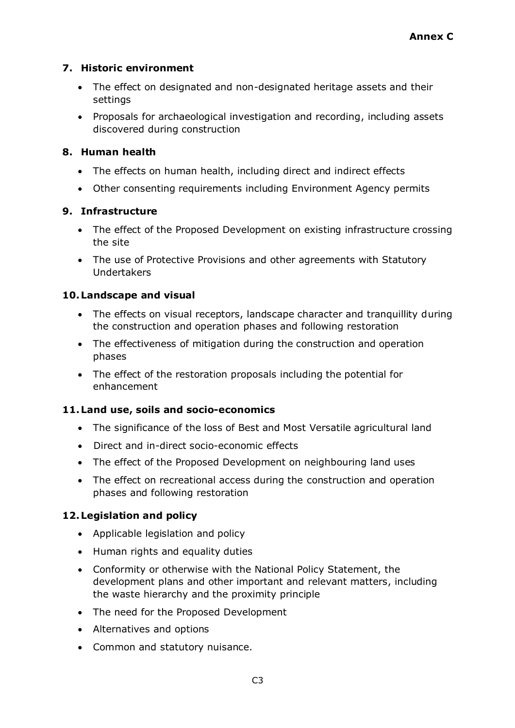## 7. Historic environment

- The effect on designated and non-designated heritage assets and their settings
- Proposals for archaeological investigation and recording, including assets discovered during construction

## 8. Human health

- The effects on human health, including direct and indirect effects
- Other consenting requirements including Environment Agency permits

## 9. Infrastructure

- The effect of the Proposed Development on existing infrastructure crossing the site
- The use of Protective Provisions and other agreements with Statutory Undertakers

## 10. Landscape and visual

- The effects on visual receptors, landscape character and tranquillity during the construction and operation phases and following restoration
- The effectiveness of mitigation during the construction and operation phases
- The effect of the restoration proposals including the potential for enhancement

## 11. Land use, soils and socio-economics

- The significance of the loss of Best and Most Versatile agricultural land
- Direct and in-direct socio-economic effects
- The effect of the Proposed Development on neighbouring land uses
- The effect on recreational access during the construction and operation phases and following restoration

## 12. Legislation and policy

- Applicable legislation and policy
- Human rights and equality duties
- Conformity or otherwise with the National Policy Statement, the development plans and other important and relevant matters, including the waste hierarchy and the proximity principle
- The need for the Proposed Development
- Alternatives and options
- Common and statutory nuisance.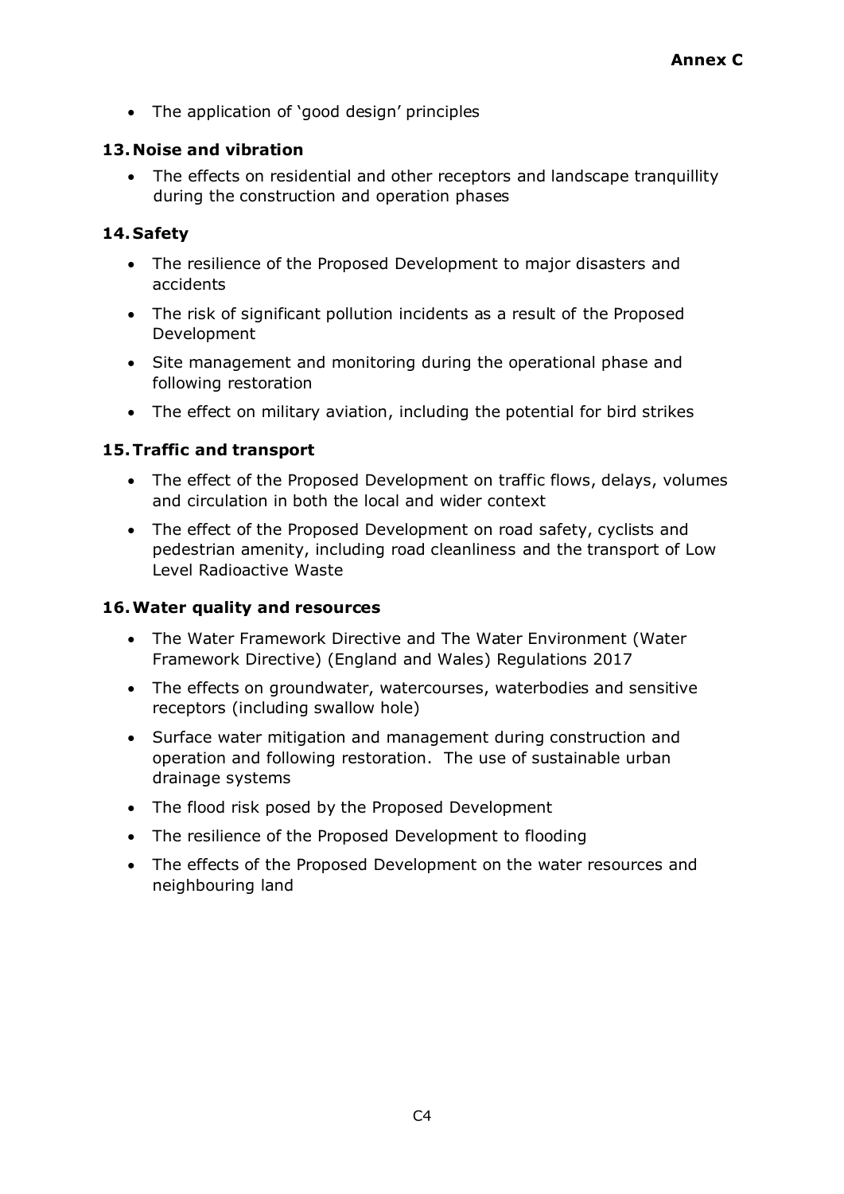- The application of 'good design' principles

## 13. Noise and vibration

- The effects on residential and other receptors and landscape tranquillity during the construction and operation phases

## 14. Safety

- The resilience of the Proposed Development to major disasters and accidents
- The risk of significant pollution incidents as a result of the Proposed Development
- Site management and monitoring during the operational phase and following restoration
- The effect on military aviation, including the potential for bird strikes

## 15. Traffic and transport

- The effect of the Proposed Development on traffic flows, delays, volumes and circulation in both the local and wider context
- The effect of the Proposed Development on road safety, cyclists and pedestrian amenity, including road cleanliness and the transport of Low Level Radioactive Waste

## 16. Water quality and resources

- The Water Framework Directive and The Water Environment (Water Framework Directive) (England and Wales) Regulations 2017
- The effects on groundwater, watercourses, waterbodies and sensitive receptors (including swallow hole)
- Surface water mitigation and management during construction and operation and following restoration. The use of sustainable urban drainage systems
- The flood risk posed by the Proposed Development
- The resilience of the Proposed Development to flooding
- The effects of the Proposed Development on the water resources and neighbouring land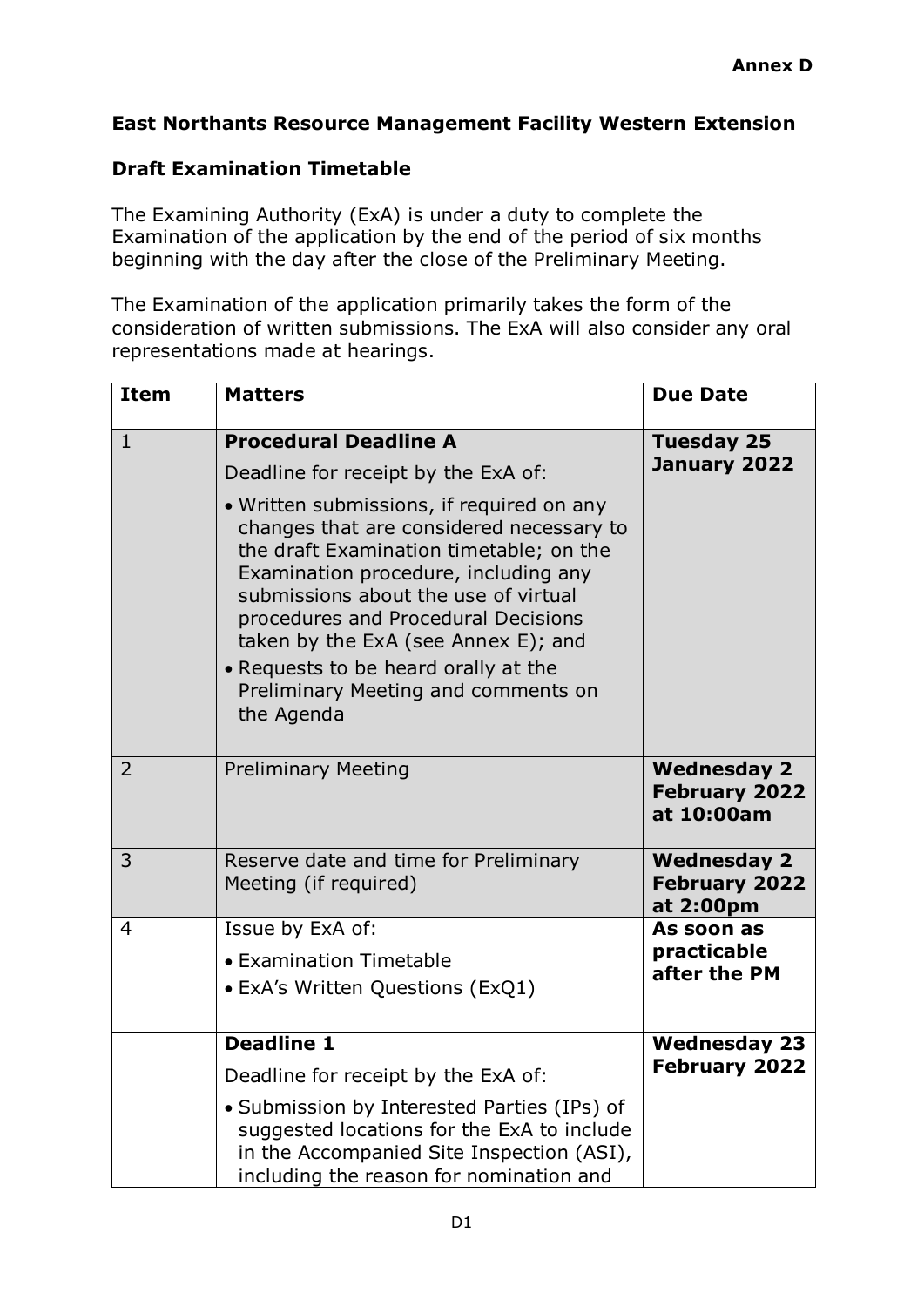**Annex D**

**East Northants Resource Management Facility Western Extension**

**Draft Examination Timetable**

The Examining Authority (ExA) is under a duty to complete the Examination of the application by the end of the period of six months beginning with the day after the close of the Preliminary Meeting.

The Examination of the application primarily takes the form of the consideration of written submissions. The ExA will also consider any oral representations made at hearings.

| Item | Matters | Due Date |
|---|---|---|
| 1 | **Procedural Deadline A**<br>Deadline for receipt by the ExA of:<br>• Written submissions, if required on any changes that are considered necessary to the draft Examination timetable; on the Examination procedure, including any submissions about the use of virtual procedures and Procedural Decisions taken by the ExA (see Annex E); and<br>• Requests to be heard orally at the Preliminary Meeting and comments on the Agenda | **Tuesday 25 January 2022** |
| 2 | Preliminary Meeting | **Wednesday 2 February 2022 at 10:00am** |
| 3 | Reserve date and time for Preliminary Meeting (if required) | **Wednesday 2 February 2022 at 2:00pm** |
| 4 | Issue by ExA of:<br>• Examination Timetable<br>• ExA's Written Questions (ExQ1) | **As soon as practicable after the PM** |
| | **Deadline 1**<br>Deadline for receipt by the ExA of:<br>• Submission by Interested Parties (IPs) of suggested locations for the ExA to include in the Accompanied Site Inspection (ASI), including the reason for nomination and | **Wednesday 23 February 2022** |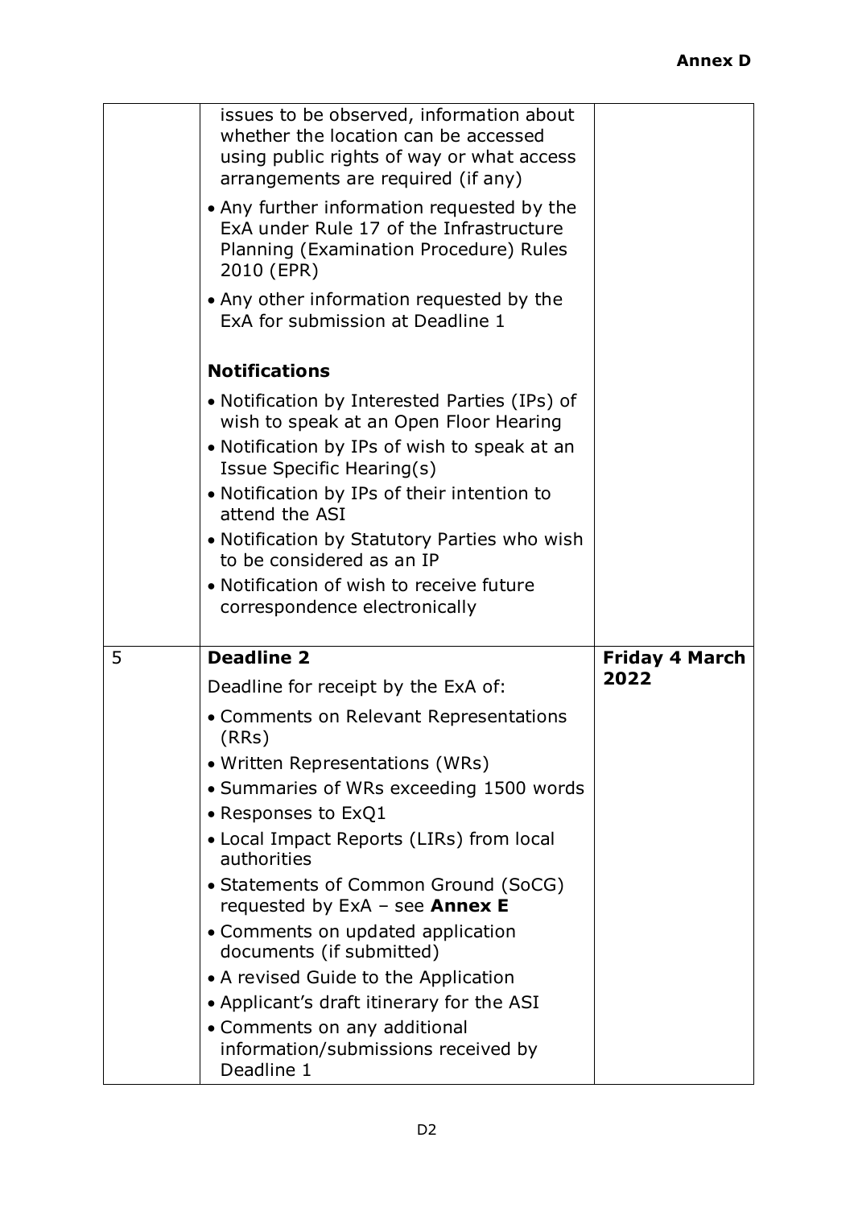**Annex D**

| | | |
|---|---|---|
| | issues to be observed, information about whether the location can be accessed using public rights of way or what access arrangements are required (if any)<br>• Any further information requested by the ExA under Rule 17 of the Infrastructure Planning (Examination Procedure) Rules 2010 (EPR)<br>• Any other information requested by the ExA for submission at Deadline 1<br><br>**Notifications**<br>• Notification by Interested Parties (IPs) of wish to speak at an Open Floor Hearing<br>• Notification by IPs of wish to speak at an Issue Specific Hearing(s)<br>• Notification by IPs of their intention to attend the ASI<br>• Notification by Statutory Parties who wish to be considered as an IP<br>• Notification of wish to receive future correspondence electronically | |
| 5 | **Deadline 2**<br>Deadline for receipt by the ExA of:<br>• Comments on Relevant Representations (RRs)<br>• Written Representations (WRs)<br>• Summaries of WRs exceeding 1500 words<br>• Responses to ExQ1<br>• Local Impact Reports (LIRs) from local authorities<br>• Statements of Common Ground (SoCG) requested by ExA – see **Annex E**<br>• Comments on updated application documents (if submitted)<br>• A revised Guide to the Application<br>• Applicant's draft itinerary for the ASI<br>• Comments on any additional information/submissions received by Deadline 1 | **Friday 4 March 2022** |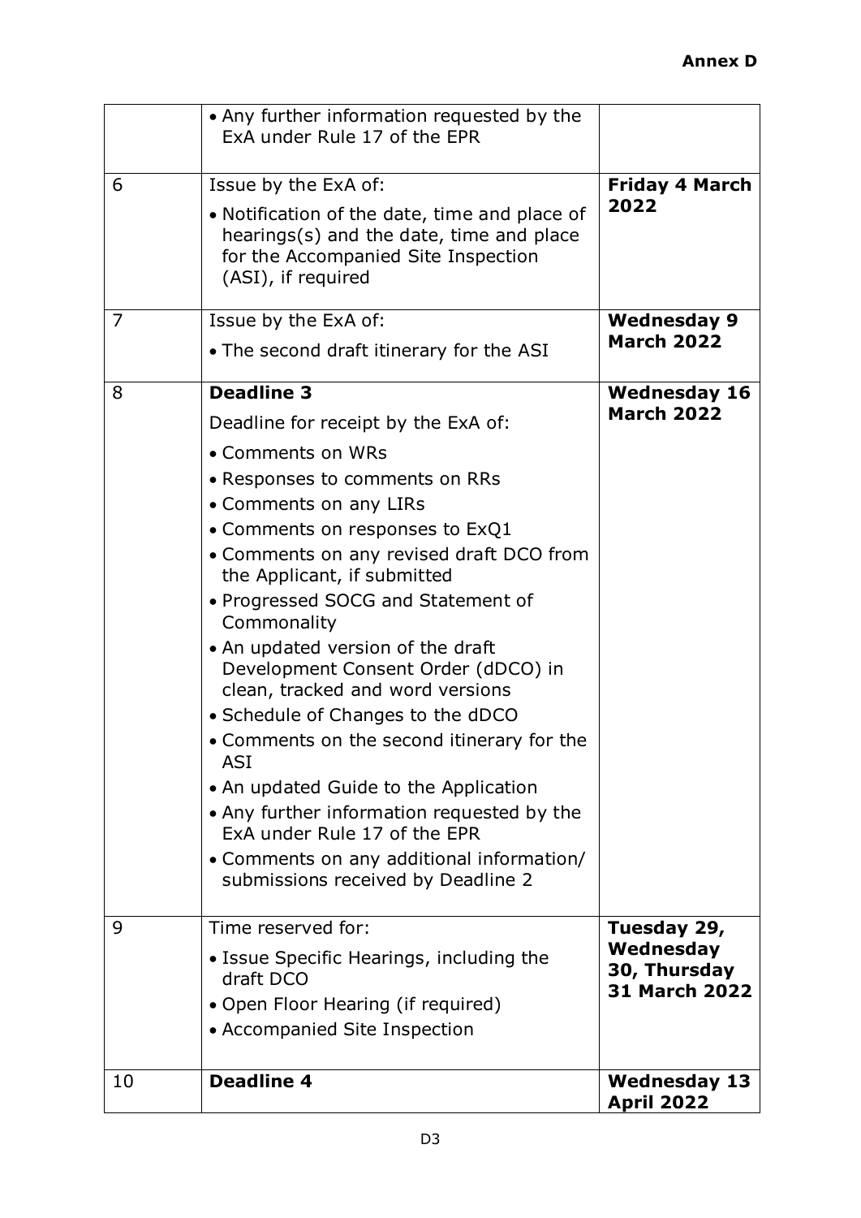**Annex D**

| | | |
|---|---|---|
| | • Any further information requested by the ExA under Rule 17 of the EPR | |
| 6 | Issue by the ExA of:<br>• Notification of the date, time and place of hearings(s) and the date, time and place for the Accompanied Site Inspection (ASI), if required | **Friday 4 March 2022** |
| 7 | Issue by the ExA of:<br>• The second draft itinerary for the ASI | **Wednesday 9 March 2022** |
| 8 | **Deadline 3**<br>Deadline for receipt by the ExA of:<br>• Comments on WRs<br>• Responses to comments on RRs<br>• Comments on any LIRs<br>• Comments on responses to ExQ1<br>• Comments on any revised draft DCO from the Applicant, if submitted<br>• Progressed SOCG and Statement of Commonality<br>• An updated version of the draft Development Consent Order (dDCO) in clean, tracked and word versions<br>• Schedule of Changes to the dDCO<br>• Comments on the second itinerary for the ASI<br>• An updated Guide to the Application<br>• Any further information requested by the ExA under Rule 17 of the EPR<br>• Comments on any additional information/ submissions received by Deadline 2 | **Wednesday 16 March 2022** |
| 9 | Time reserved for:<br>• Issue Specific Hearings, including the draft DCO<br>• Open Floor Hearing (if required)<br>• Accompanied Site Inspection | **Tuesday 29, Wednesday 30, Thursday 31 March 2022** |
| 10 | **Deadline 4** | **Wednesday 13 April 2022** |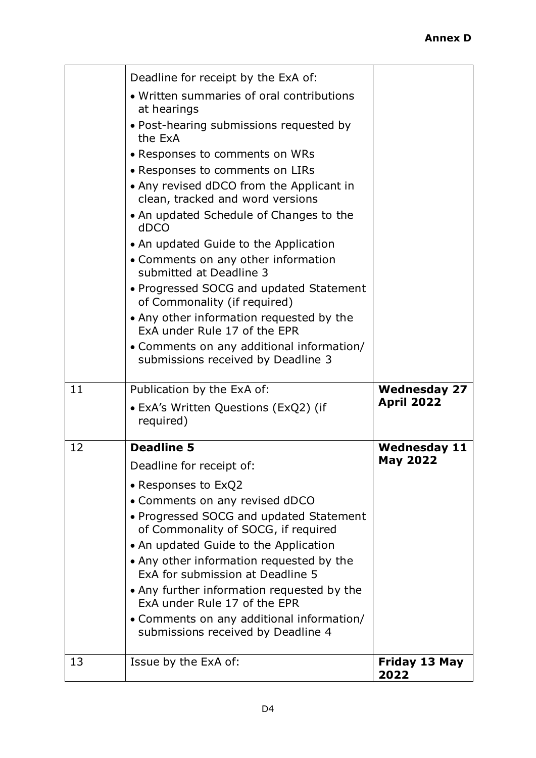**Annex D**

| | | |
|---|---|---|
| | Deadline for receipt by the ExA of:<br>• Written summaries of oral contributions at hearings<br>• Post-hearing submissions requested by the ExA<br>• Responses to comments on WRs<br>• Responses to comments on LIRs<br>• Any revised dDCO from the Applicant in clean, tracked and word versions<br>• An updated Schedule of Changes to the dDCO<br>• An updated Guide to the Application<br>• Comments on any other information submitted at Deadline 3<br>• Progressed SOCG and updated Statement of Commonality (if required)<br>• Any other information requested by the ExA under Rule 17 of the EPR<br>• Comments on any additional information/ submissions received by Deadline 3 | |
| 11 | Publication by the ExA of:<br>• ExA's Written Questions (ExQ2) (if required) | **Wednesday 27 April 2022** |
| 12 | **Deadline 5**<br>Deadline for receipt of:<br>• Responses to ExQ2<br>• Comments on any revised dDCO<br>• Progressed SOCG and updated Statement of Commonality of SOCG, if required<br>• An updated Guide to the Application<br>• Any other information requested by the ExA for submission at Deadline 5<br>• Any further information requested by the ExA under Rule 17 of the EPR<br>• Comments on any additional information/ submissions received by Deadline 4 | **Wednesday 11 May 2022** |
| 13 | Issue by the ExA of: | **Friday 13 May 2022** |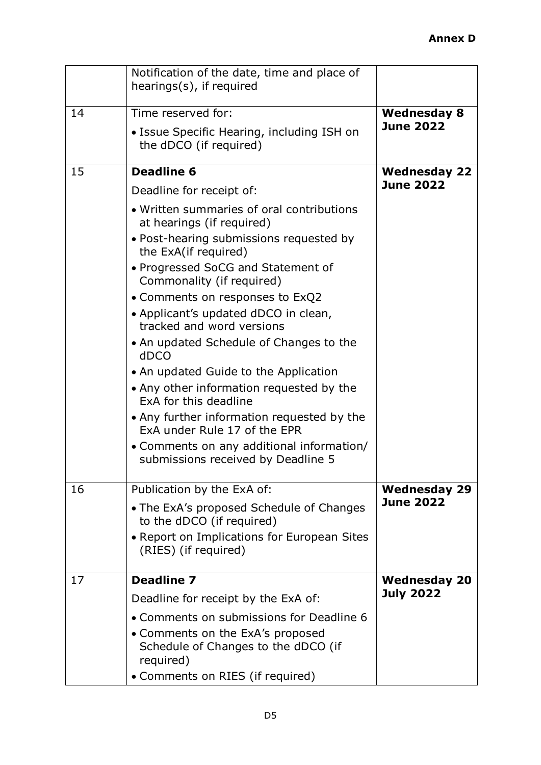**Annex D**

| | | |
|---|---|---|
| | Notification of the date, time and place of hearings(s), if required | |
| 14 | Time reserved for:<br>• Issue Specific Hearing, including ISH on the dDCO (if required) | **Wednesday 8 June 2022** |
| 15 | **Deadline 6**<br>Deadline for receipt of:<br>• Written summaries of oral contributions at hearings (if required)<br>• Post-hearing submissions requested by the ExA(if required)<br>• Progressed SoCG and Statement of Commonality (if required)<br>• Comments on responses to ExQ2<br>• Applicant's updated dDCO in clean, tracked and word versions<br>• An updated Schedule of Changes to the dDCO<br>• An updated Guide to the Application<br>• Any other information requested by the ExA for this deadline<br>• Any further information requested by the ExA under Rule 17 of the EPR<br>• Comments on any additional information/ submissions received by Deadline 5 | **Wednesday 22 June 2022** |
| 16 | Publication by the ExA of:<br>• The ExA's proposed Schedule of Changes to the dDCO (if required)<br>• Report on Implications for European Sites (RIES) (if required) | **Wednesday 29 June 2022** |
| 17 | **Deadline 7**<br>Deadline for receipt by the ExA of:<br>• Comments on submissions for Deadline 6<br>• Comments on the ExA's proposed Schedule of Changes to the dDCO (if required)<br>• Comments on RIES (if required) | **Wednesday 20 July 2022** |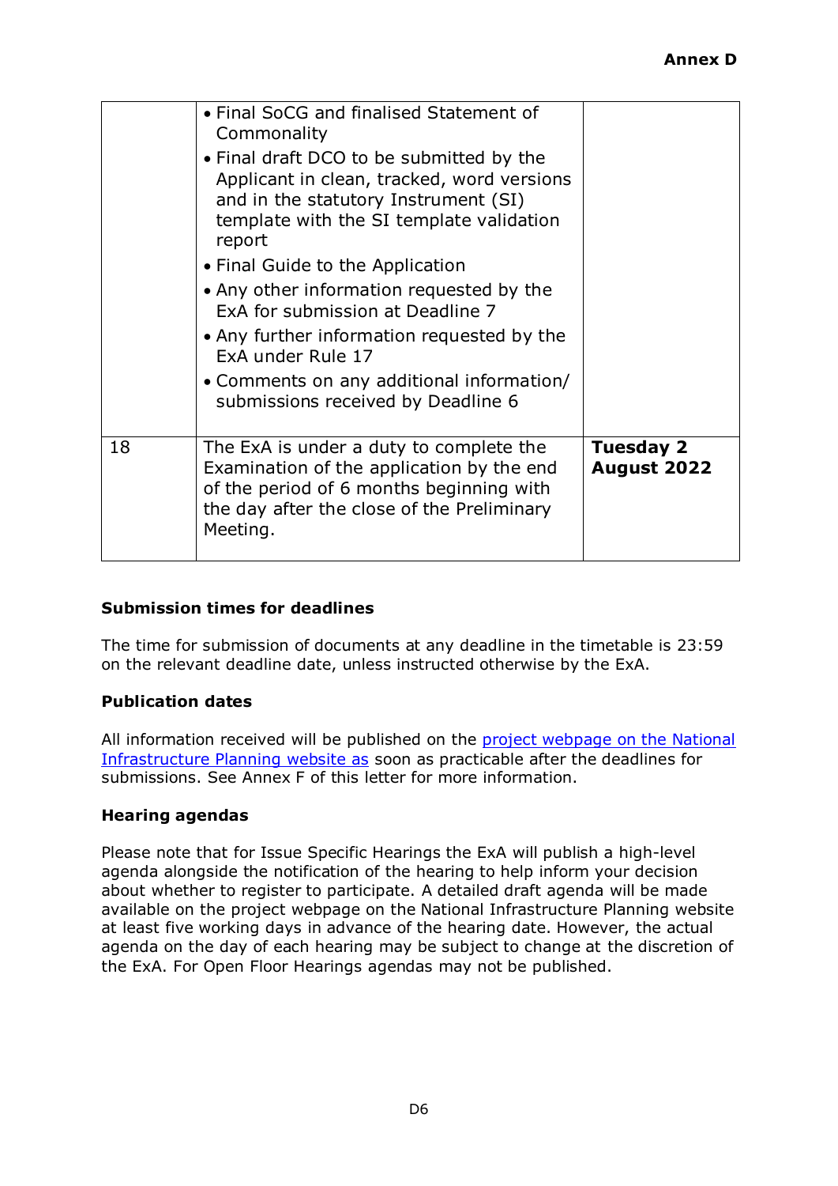**Annex D**

| | | |
|---|---|---|
| | • Final SoCG and finalised Statement of Commonality<br>• Final draft DCO to be submitted by the Applicant in clean, tracked, word versions and in the statutory Instrument (SI) template with the SI template validation report<br>• Final Guide to the Application<br>• Any other information requested by the ExA for submission at Deadline 7<br>• Any further information requested by the ExA under Rule 17<br>• Comments on any additional information/ submissions received by Deadline 6 | |
| 18 | The ExA is under a duty to complete the Examination of the application by the end of the period of 6 months beginning with the day after the close of the Preliminary Meeting. | **Tuesday 2 August 2022** |

**Submission times for deadlines**

The time for submission of documents at any deadline in the timetable is 23:59 on the relevant deadline date, unless instructed otherwise by the ExA.

**Publication dates**

All information received will be published on the project webpage on the National Infrastructure Planning website as soon as practicable after the deadlines for submissions. See Annex F of this letter for more information.

**Hearing agendas**

Please note that for Issue Specific Hearings the ExA will publish a high-level agenda alongside the notification of the hearing to help inform your decision about whether to register to participate. A detailed draft agenda will be made available on the project webpage on the National Infrastructure Planning website at least five working days in advance of the hearing date. However, the actual agenda on the day of each hearing may be subject to change at the discretion of the ExA. For Open Floor Hearings agendas may not be published.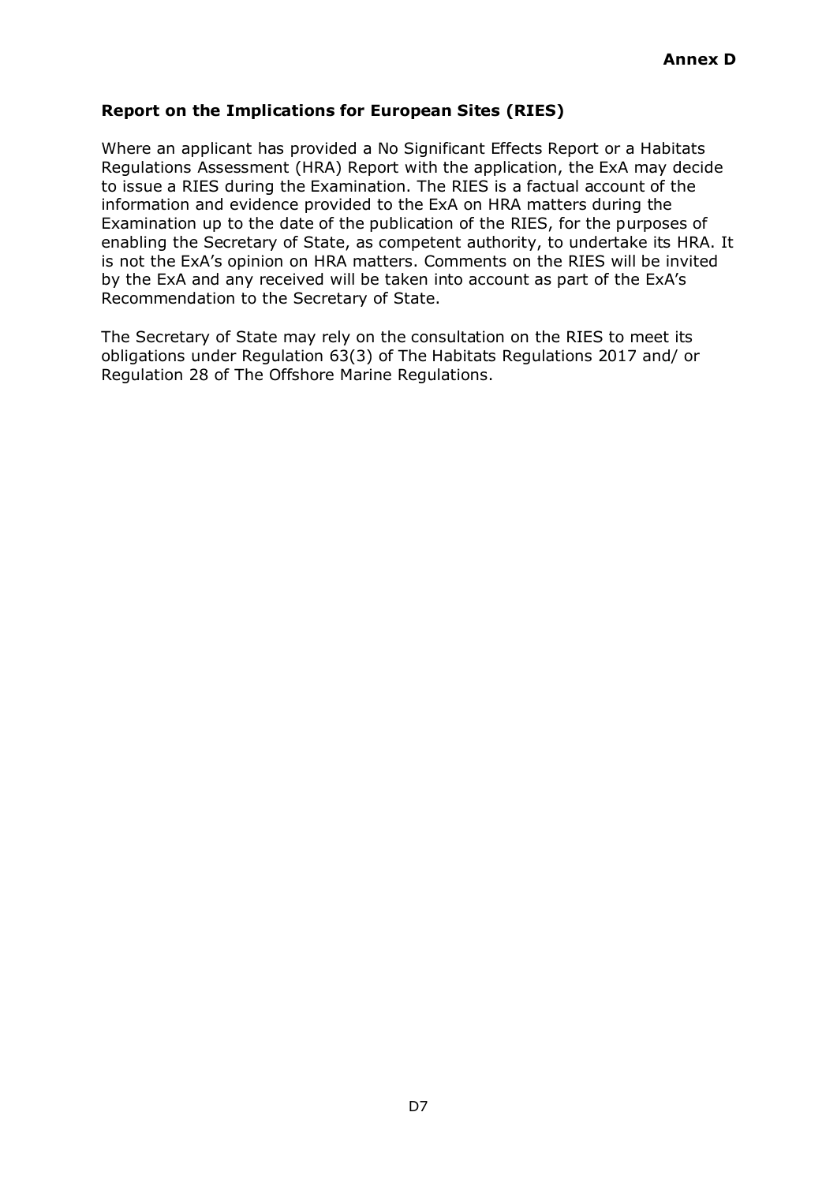**Annex D**

## Report on the Implications for European Sites (RIES)

Where an applicant has provided a No Significant Effects Report or a Habitats Regulations Assessment (HRA) Report with the application, the ExA may decide to issue a RIES during the Examination. The RIES is a factual account of the information and evidence provided to the ExA on HRA matters during the Examination up to the date of the publication of the RIES, for the purposes of enabling the Secretary of State, as competent authority, to undertake its HRA. It is not the ExA's opinion on HRA matters. Comments on the RIES will be invited by the ExA and any received will be taken into account as part of the ExA's Recommendation to the Secretary of State.

The Secretary of State may rely on the consultation on the RIES to meet its obligations under Regulation 63(3) of The Habitats Regulations 2017 and/ or Regulation 28 of The Offshore Marine Regulations.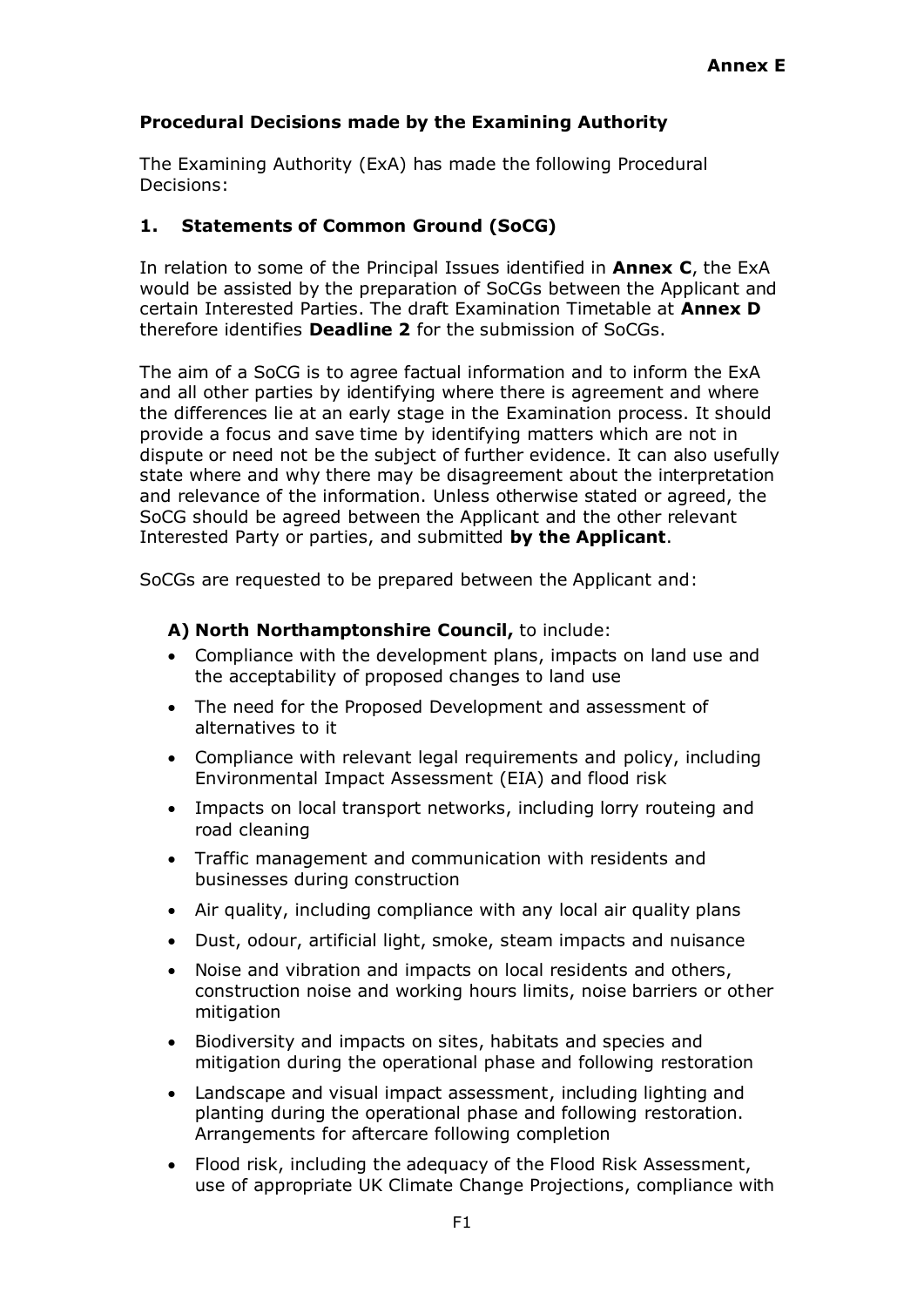**Annex E**

**Procedural Decisions made by the Examining Authority**

The Examining Authority (ExA) has made the following Procedural Decisions:

## 1. Statements of Common Ground (SoCG)

In relation to some of the Principal Issues identified in **Annex C**, the ExA would be assisted by the preparation of SoCGs between the Applicant and certain Interested Parties. The draft Examination Timetable at **Annex D** therefore identifies **Deadline 2** for the submission of SoCGs.

The aim of a SoCG is to agree factual information and to inform the ExA and all other parties by identifying where there is agreement and where the differences lie at an early stage in the Examination process. It should provide a focus and save time by identifying matters which are not in dispute or need not be the subject of further evidence. It can also usefully state where and why there may be disagreement about the interpretation and relevance of the information. Unless otherwise stated or agreed, the SoCG should be agreed between the Applicant and the other relevant Interested Party or parties, and submitted **by the Applicant**.

SoCGs are requested to be prepared between the Applicant and:

**A) North Northamptonshire Council,** to include:

- Compliance with the development plans, impacts on land use and the acceptability of proposed changes to land use
- The need for the Proposed Development and assessment of alternatives to it
- Compliance with relevant legal requirements and policy, including Environmental Impact Assessment (EIA) and flood risk
- Impacts on local transport networks, including lorry routeing and road cleaning
- Traffic management and communication with residents and businesses during construction
- Air quality, including compliance with any local air quality plans
- Dust, odour, artificial light, smoke, steam impacts and nuisance
- Noise and vibration and impacts on local residents and others, construction noise and working hours limits, noise barriers or other mitigation
- Biodiversity and impacts on sites, habitats and species and mitigation during the operational phase and following restoration
- Landscape and visual impact assessment, including lighting and planting during the operational phase and following restoration. Arrangements for aftercare following completion
- Flood risk, including the adequacy of the Flood Risk Assessment, use of appropriate UK Climate Change Projections, compliance with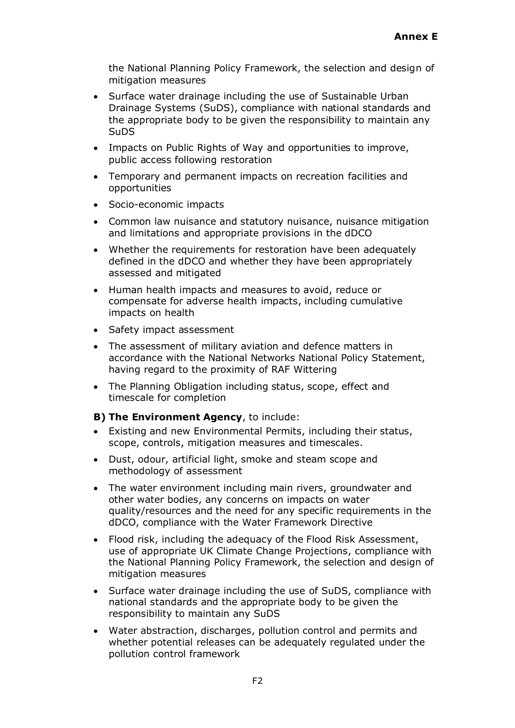the National Planning Policy Framework, the selection and design of mitigation measures

- Surface water drainage including the use of Sustainable Urban Drainage Systems (SuDS), compliance with national standards and the appropriate body to be given the responsibility to maintain any SuDS
- Impacts on Public Rights of Way and opportunities to improve, public access following restoration
- Temporary and permanent impacts on recreation facilities and opportunities
- Socio-economic impacts
- Common law nuisance and statutory nuisance, nuisance mitigation and limitations and appropriate provisions in the dDCO
- Whether the requirements for restoration have been adequately defined in the dDCO and whether they have been appropriately assessed and mitigated
- Human health impacts and measures to avoid, reduce or compensate for adverse health impacts, including cumulative impacts on health
- Safety impact assessment
- The assessment of military aviation and defence matters in accordance with the National Networks National Policy Statement, having regard to the proximity of RAF Wittering
- The Planning Obligation including status, scope, effect and timescale for completion

**B) The Environment Agency**, to include:

- Existing and new Environmental Permits, including their status, scope, controls, mitigation measures and timescales.
- Dust, odour, artificial light, smoke and steam scope and methodology of assessment
- The water environment including main rivers, groundwater and other water bodies, any concerns on impacts on water quality/resources and the need for any specific requirements in the dDCO, compliance with the Water Framework Directive
- Flood risk, including the adequacy of the Flood Risk Assessment, use of appropriate UK Climate Change Projections, compliance with the National Planning Policy Framework, the selection and design of mitigation measures
- Surface water drainage including the use of SuDS, compliance with national standards and the appropriate body to be given the responsibility to maintain any SuDS
- Water abstraction, discharges, pollution control and permits and whether potential releases can be adequately regulated under the pollution control framework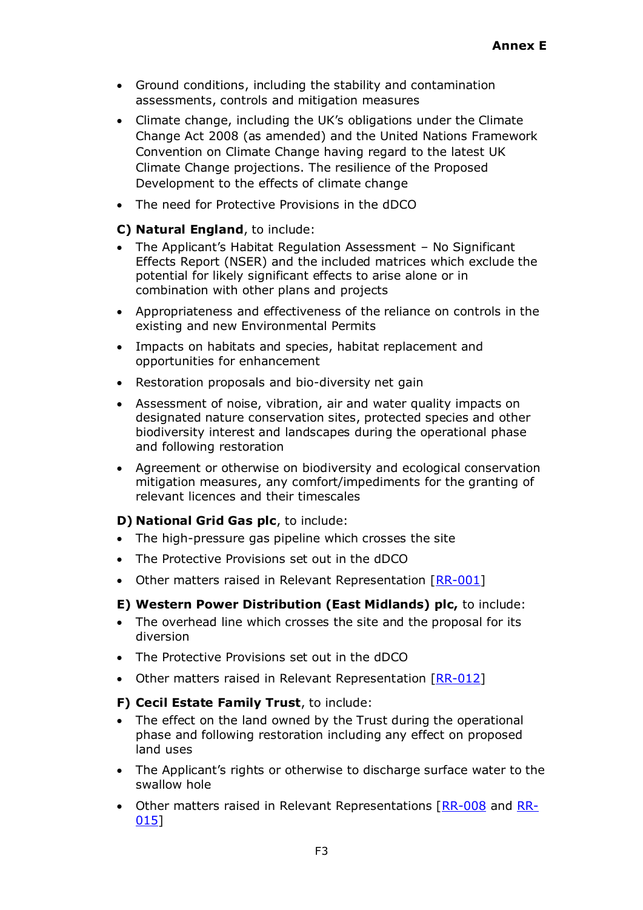- Ground conditions, including the stability and contamination assessments, controls and mitigation measures
- Climate change, including the UK's obligations under the Climate Change Act 2008 (as amended) and the United Nations Framework Convention on Climate Change having regard to the latest UK Climate Change projections. The resilience of the Proposed Development to the effects of climate change
- The need for Protective Provisions in the dDCO

**C) Natural England**, to include:

- The Applicant's Habitat Regulation Assessment – No Significant Effects Report (NSER) and the included matrices which exclude the potential for likely significant effects to arise alone or in combination with other plans and projects
- Appropriateness and effectiveness of the reliance on controls in the existing and new Environmental Permits
- Impacts on habitats and species, habitat replacement and opportunities for enhancement
- Restoration proposals and bio-diversity net gain
- Assessment of noise, vibration, air and water quality impacts on designated nature conservation sites, protected species and other biodiversity interest and landscapes during the operational phase and following restoration
- Agreement or otherwise on biodiversity and ecological conservation mitigation measures, any comfort/impediments for the granting of relevant licences and their timescales

**D) National Grid Gas plc**, to include:

- The high-pressure gas pipeline which crosses the site
- The Protective Provisions set out in the dDCO
- Other matters raised in Relevant Representation [RR-001]

**E) Western Power Distribution (East Midlands) plc,** to include:

- The overhead line which crosses the site and the proposal for its diversion
- The Protective Provisions set out in the dDCO
- Other matters raised in Relevant Representation [RR-012]

**F) Cecil Estate Family Trust**, to include:

- The effect on the land owned by the Trust during the operational phase and following restoration including any effect on proposed land uses
- The Applicant's rights or otherwise to discharge surface water to the swallow hole
- Other matters raised in Relevant Representations [RR-008 and RR-015]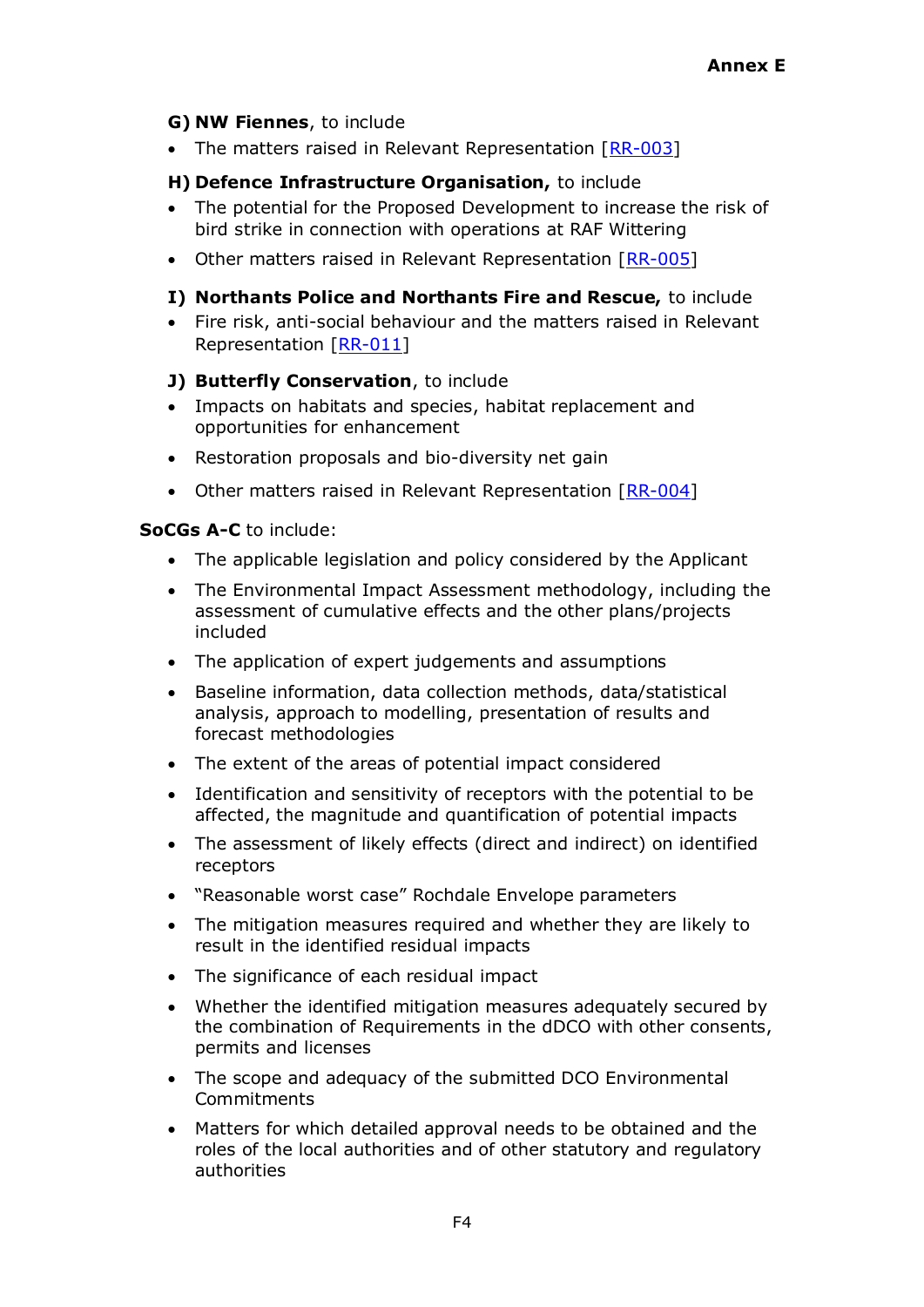**G) NW Fiennes**, to include

- The matters raised in Relevant Representation [RR-003]

**H) Defence Infrastructure Organisation,** to include

- The potential for the Proposed Development to increase the risk of bird strike in connection with operations at RAF Wittering
- Other matters raised in Relevant Representation [RR-005]

**I) Northants Police and Northants Fire and Rescue,** to include

- Fire risk, anti-social behaviour and the matters raised in Relevant Representation [RR-011]

**J) Butterfly Conservation**, to include

- Impacts on habitats and species, habitat replacement and opportunities for enhancement
- Restoration proposals and bio-diversity net gain
- Other matters raised in Relevant Representation [RR-004]

**SoCGs A-C** to include:

- The applicable legislation and policy considered by the Applicant
- The Environmental Impact Assessment methodology, including the assessment of cumulative effects and the other plans/projects included
- The application of expert judgements and assumptions
- Baseline information, data collection methods, data/statistical analysis, approach to modelling, presentation of results and forecast methodologies
- The extent of the areas of potential impact considered
- Identification and sensitivity of receptors with the potential to be affected, the magnitude and quantification of potential impacts
- The assessment of likely effects (direct and indirect) on identified receptors
- "Reasonable worst case" Rochdale Envelope parameters
- The mitigation measures required and whether they are likely to result in the identified residual impacts
- The significance of each residual impact
- Whether the identified mitigation measures adequately secured by the combination of Requirements in the dDCO with other consents, permits and licenses
- The scope and adequacy of the submitted DCO Environmental Commitments
- Matters for which detailed approval needs to be obtained and the roles of the local authorities and of other statutory and regulatory authorities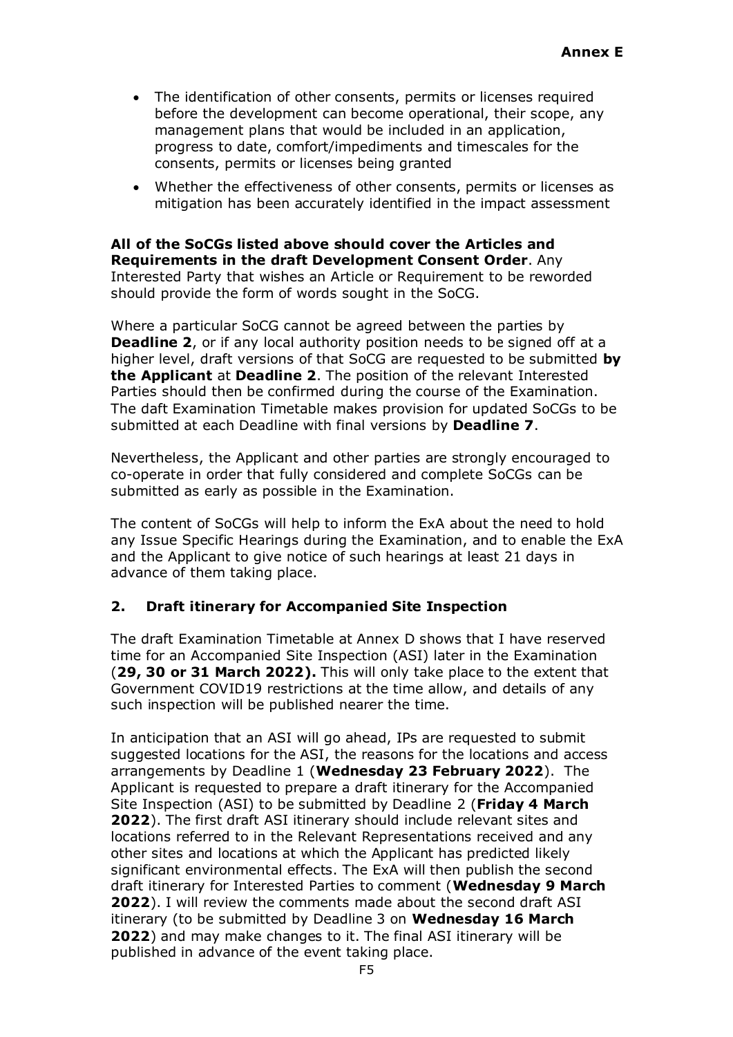- The identification of other consents, permits or licenses required before the development can become operational, their scope, any management plans that would be included in an application, progress to date, comfort/impediments and timescales for the consents, permits or licenses being granted
- Whether the effectiveness of other consents, permits or licenses as mitigation has been accurately identified in the impact assessment

**All of the SoCGs listed above should cover the Articles and Requirements in the draft Development Consent Order**. Any Interested Party that wishes an Article or Requirement to be reworded should provide the form of words sought in the SoCG.

Where a particular SoCG cannot be agreed between the parties by **Deadline 2**, or if any local authority position needs to be signed off at a higher level, draft versions of that SoCG are requested to be submitted **by the Applicant** at **Deadline 2**. The position of the relevant Interested Parties should then be confirmed during the course of the Examination. The daft Examination Timetable makes provision for updated SoCGs to be submitted at each Deadline with final versions by **Deadline 7**.

Nevertheless, the Applicant and other parties are strongly encouraged to co-operate in order that fully considered and complete SoCGs can be submitted as early as possible in the Examination.

The content of SoCGs will help to inform the ExA about the need to hold any Issue Specific Hearings during the Examination, and to enable the ExA and the Applicant to give notice of such hearings at least 21 days in advance of them taking place.

## 2. Draft itinerary for Accompanied Site Inspection

The draft Examination Timetable at Annex D shows that I have reserved time for an Accompanied Site Inspection (ASI) later in the Examination (**29, 30 or 31 March 2022).** This will only take place to the extent that Government COVID19 restrictions at the time allow, and details of any such inspection will be published nearer the time.

In anticipation that an ASI will go ahead, IPs are requested to submit suggested locations for the ASI, the reasons for the locations and access arrangements by Deadline 1 (**Wednesday 23 February 2022**). The Applicant is requested to prepare a draft itinerary for the Accompanied Site Inspection (ASI) to be submitted by Deadline 2 (**Friday 4 March 2022**). The first draft ASI itinerary should include relevant sites and locations referred to in the Relevant Representations received and any other sites and locations at which the Applicant has predicted likely significant environmental effects. The ExA will then publish the second draft itinerary for Interested Parties to comment (**Wednesday 9 March 2022**). I will review the comments made about the second draft ASI itinerary (to be submitted by Deadline 3 on **Wednesday 16 March 2022**) and may make changes to it. The final ASI itinerary will be published in advance of the event taking place.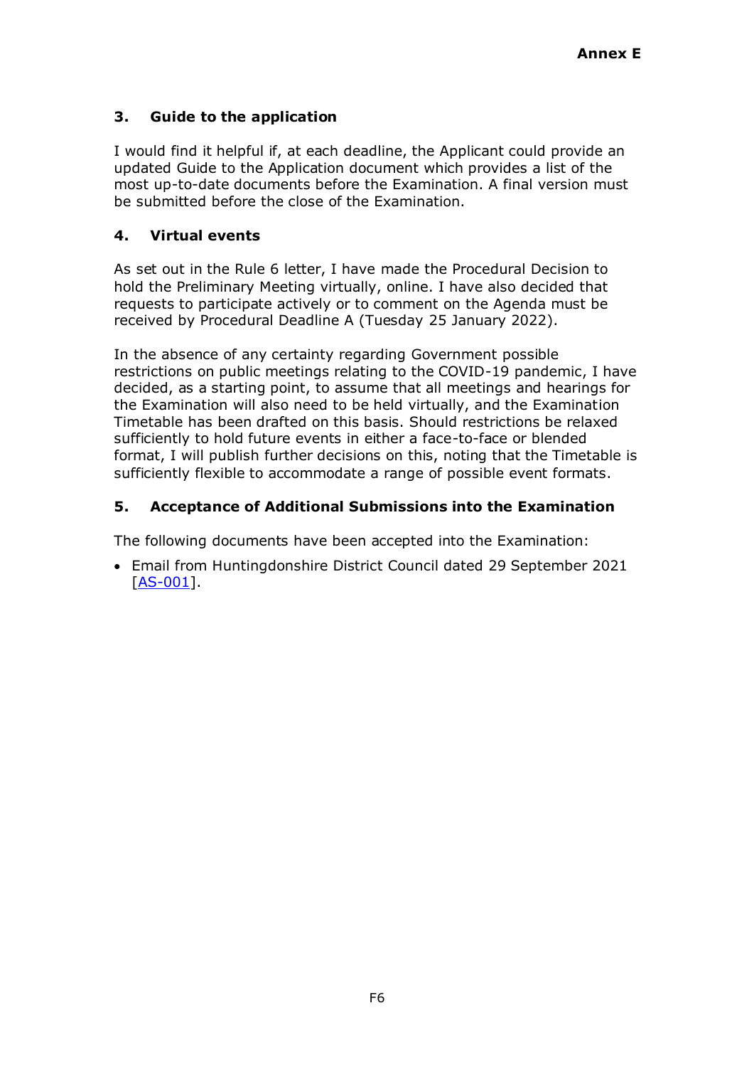**Annex E**

### 3. Guide to the application

I would find it helpful if, at each deadline, the Applicant could provide an updated Guide to the Application document which provides a list of the most up-to-date documents before the Examination. A final version must be submitted before the close of the Examination.

### 4. Virtual events

As set out in the Rule 6 letter, I have made the Procedural Decision to hold the Preliminary Meeting virtually, online. I have also decided that requests to participate actively or to comment on the Agenda must be received by Procedural Deadline A (Tuesday 25 January 2022).

In the absence of any certainty regarding Government possible restrictions on public meetings relating to the COVID-19 pandemic, I have decided, as a starting point, to assume that all meetings and hearings for the Examination will also need to be held virtually, and the Examination Timetable has been drafted on this basis. Should restrictions be relaxed sufficiently to hold future events in either a face-to-face or blended format, I will publish further decisions on this, noting that the Timetable is sufficiently flexible to accommodate a range of possible event formats.

### 5. Acceptance of Additional Submissions into the Examination

The following documents have been accepted into the Examination:

- Email from Huntingdonshire District Council dated 29 September 2021 [AS-001].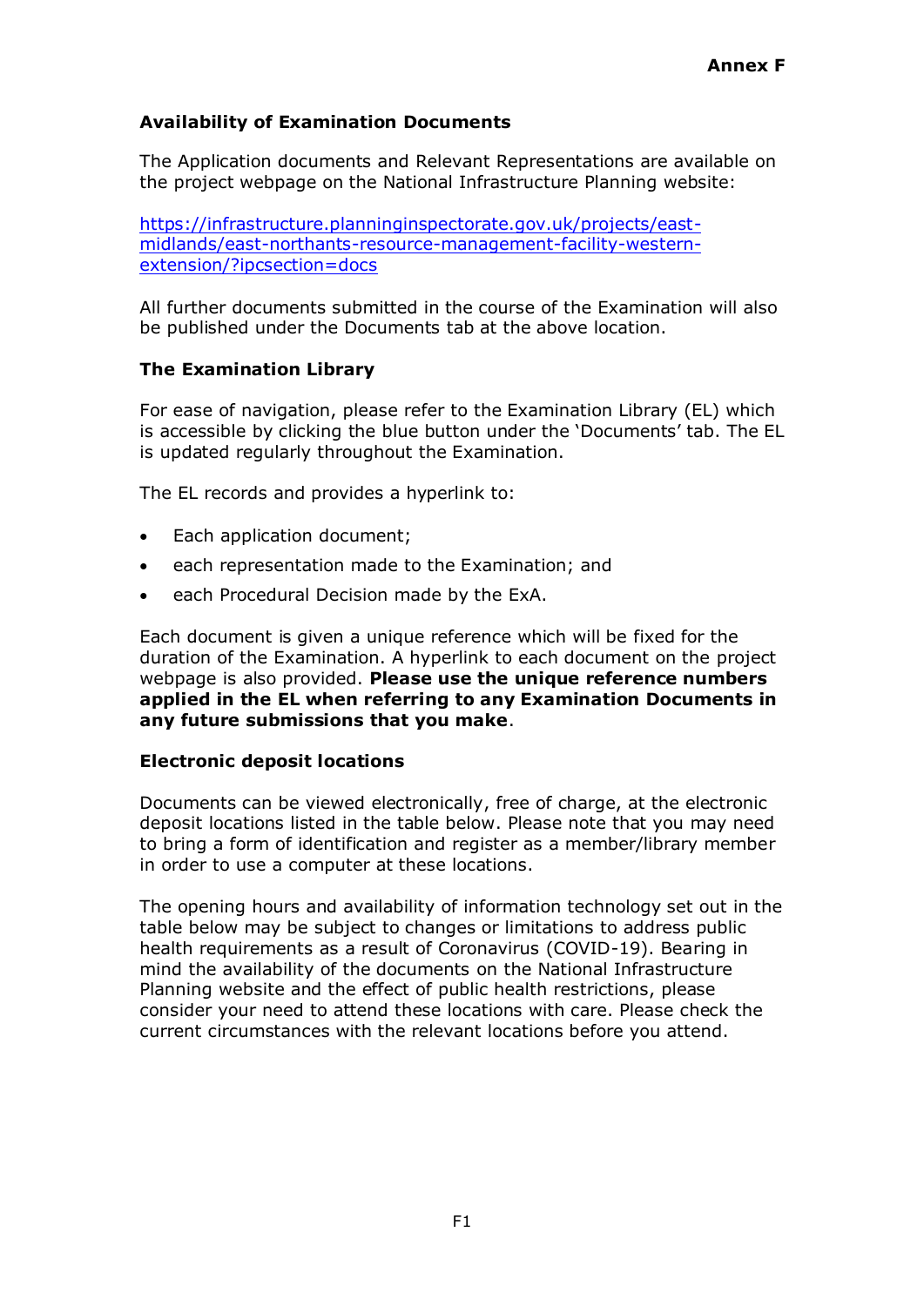**Annex F**

## Availability of Examination Documents

The Application documents and Relevant Representations are available on the project webpage on the National Infrastructure Planning website:

[https://infrastructure.planninginspectorate.gov.uk/projects/east-midlands/east-northants-resource-management-facility-western-extension/?ipcsection=docs](https://infrastructure.planninginspectorate.gov.uk/projects/east-midlands/east-northants-resource-management-facility-western-extension/?ipcsection=docs)

All further documents submitted in the course of the Examination will also be published under the Documents tab at the above location.

## The Examination Library

For ease of navigation, please refer to the Examination Library (EL) which is accessible by clicking the blue button under the 'Documents' tab. The EL is updated regularly throughout the Examination.

The EL records and provides a hyperlink to:

- Each application document;
- each representation made to the Examination; and
- each Procedural Decision made by the ExA.

Each document is given a unique reference which will be fixed for the duration of the Examination. A hyperlink to each document on the project webpage is also provided. **Please use the unique reference numbers applied in the EL when referring to any Examination Documents in any future submissions that you make**.

## Electronic deposit locations

Documents can be viewed electronically, free of charge, at the electronic deposit locations listed in the table below. Please note that you may need to bring a form of identification and register as a member/library member in order to use a computer at these locations.

The opening hours and availability of information technology set out in the table below may be subject to changes or limitations to address public health requirements as a result of Coronavirus (COVID-19). Bearing in mind the availability of the documents on the National Infrastructure Planning website and the effect of public health restrictions, please consider your need to attend these locations with care. Please check the current circumstances with the relevant locations before you attend.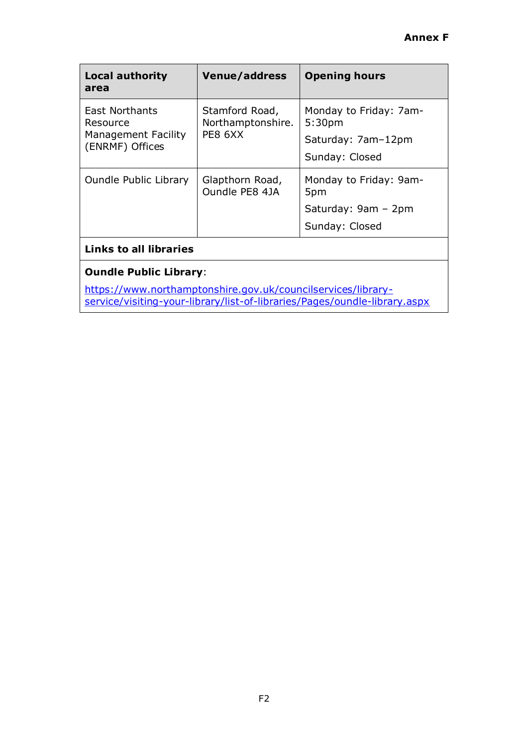**Annex F**

| Local authority area | Venue/address | Opening hours |
|---|---|---|
| East Northants Resource Management Facility (ENRMF) Offices | Stamford Road, Northamptonshire. PE8 6XX | Monday to Friday: 7am-5:30pm<br>Saturday: 7am–12pm<br>Sunday: Closed |
| Oundle Public Library | Glapthorn Road, Oundle PE8 4JA | Monday to Friday: 9am-5pm<br>Saturday: 9am – 2pm<br>Sunday: Closed |
| **Links to all libraries** | | |
| **Oundle Public Library**:<br>https://www.northamptonshire.gov.uk/councilservices/library-service/visiting-your-library/list-of-libraries/Pages/oundle-library.aspx | | |